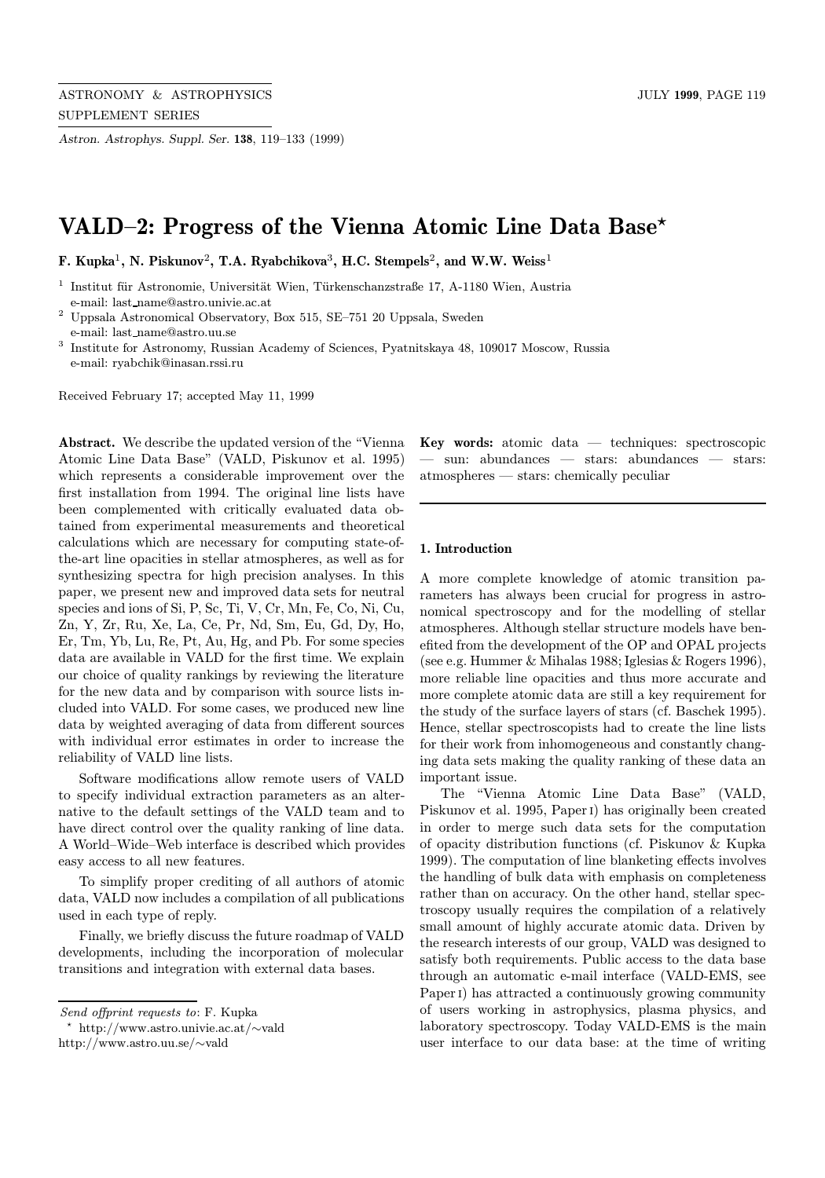# VALD–2: Progress of the Vienna Atomic Line Data Base*

**F. Kupka[1], N. Piskunov[2], T.A. Ryabchikova[3], H.C. Stempels[2], and W.W. Weiss[1]**

[1] Institut für Astronomie, Universität Wien, Türkenschanzstraße 17, A-1180 Wien, Austria
e-mail: last_name@astro.univie.ac.at

[2] Uppsala Astronomical Observatory, Box 515, SE–751 20 Uppsala, Sweden
e-mail: last_name@astro.uu.se

[3] Institute for Astronomy, Russian Academy of Sciences, Pyatnitskaya 48, 109017 Moscow, Russia
e-mail: ryabchik@inasan.rssi.ru

Received February 17; accepted May 11, 1999

**Abstract.** We describe the updated version of the "Vienna Atomic Line Data Base" (VALD, Piskunov et al. 1995) which represents a considerable improvement over the first installation from 1994. The original line lists have been complemented with critically evaluated data obtained from experimental measurements and theoretical calculations which are necessary for computing state-of-the-art line opacities in stellar atmospheres, as well as for synthesizing spectra for high precision analyses. In this paper, we present new and improved data sets for neutral species and ions of Si, P, Sc, Ti, V, Cr, Mn, Fe, Co, Ni, Cu, Zn, Y, Zr, Ru, Xe, La, Ce, Pr, Nd, Sm, Eu, Gd, Dy, Ho, Er, Tm, Yb, Lu, Re, Pt, Au, Hg, and Pb. For some species data are available in VALD for the first time. We explain our choice of quality rankings by reviewing the literature for the new data and by comparison with source lists included into VALD. For some cases, we produced new line data by weighted averaging of data from different sources with individual error estimates in order to increase the reliability of VALD line lists.

Software modifications allow remote users of VALD to specify individual extraction parameters as an alternative to the default settings of the VALD team and to have direct control over the quality ranking of line data. A World–Wide–Web interface is described which provides easy access to all new features.

To simplify proper crediting of all authors of atomic data, VALD now includes a compilation of all publications used in each type of reply.

Finally, we briefly discuss the future roadmap of VALD developments, including the incorporation of molecular transitions and integration with external data bases.

**Key words:** atomic data — techniques: spectroscopic — sun: abundances — stars: abundances — stars: atmospheres — stars: chemically peculiar

## 1. Introduction

A more complete knowledge of atomic transition parameters has always been crucial for progress in astronomical spectroscopy and for the modelling of stellar atmospheres. Although stellar structure models have benefited from the development of the OP and OPAL projects (see e.g. Hummer & Mihalas 1988; Iglesias & Rogers 1996), more reliable line opacities and thus more accurate and more complete atomic data are still a key requirement for the study of the surface layers of stars (cf. Baschek 1995). Hence, stellar spectroscopists had to create the line lists for their work from inhomogeneous and constantly changing data sets making the quality ranking of these data an important issue.

The "Vienna Atomic Line Data Base" (VALD, Piskunov et al. 1995, Paper I) has originally been created in order to merge such data sets for the computation of opacity distribution functions (cf. Piskunov & Kupka 1999). The computation of line blanketing effects involves the handling of bulk data with emphasis on completeness rather than on accuracy. On the other hand, stellar spectroscopy usually requires the compilation of a relatively small amount of highly accurate atomic data. Driven by the research interests of our group, VALD was designed to satisfy both requirements. Public access to the data base through an automatic e-mail interface (VALD-EMS, see Paper I) has attracted a continuously growing community of users working in astrophysics, plasma physics, and laboratory spectroscopy. Today VALD-EMS is the main user interface to our data base: at the time of writing

---

*Send offprint requests to*: F. Kupka

* http://www.astro.univie.ac.at/∼vald
http://www.astro.uu.se/∼vald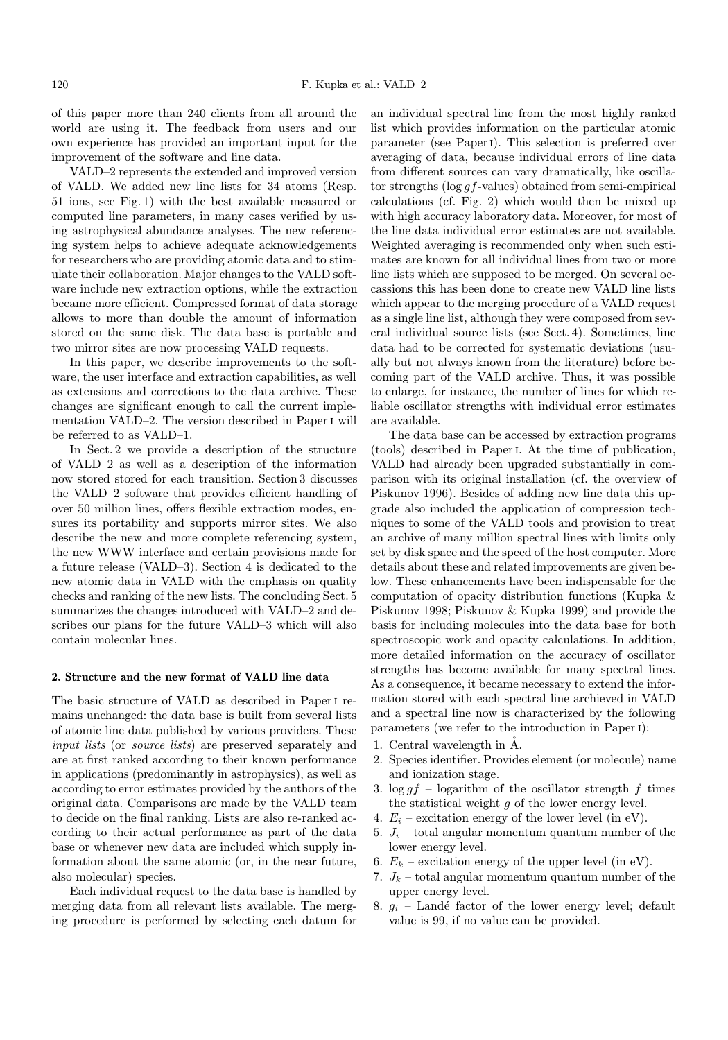of this paper more than 240 clients from all around the world are using it. The feedback from users and our own experience has provided an important input for the improvement of the software and line data.

VALD–2 represents the extended and improved version of VALD. We added new line lists for 34 atoms (Resp. 51 ions, see Fig. 1) with the best available measured or computed line parameters, in many cases verified by using astrophysical abundance analyses. The new referencing system helps to achieve adequate acknowledgements for researchers who are providing atomic data and to stimulate their collaboration. Major changes to the VALD software include new extraction options, while the extraction became more efficient. Compressed format of data storage allows to more than double the amount of information stored on the same disk. The data base is portable and two mirror sites are now processing VALD requests.

In this paper, we describe improvements to the software, the user interface and extraction capabilities, as well as extensions and corrections to the data archive. These changes are significant enough to call the current implementation VALD–2. The version described in Paper I will be referred to as VALD–1.

In Sect. 2 we provide a description of the structure of VALD–2 as well as a description of the information now stored stored for each transition. Section 3 discusses the VALD–2 software that provides efficient handling of over 50 million lines, offers flexible extraction modes, ensures its portability and supports mirror sites. We also describe the new and more complete referencing system, the new WWW interface and certain provisions made for a future release (VALD–3). Section 4 is dedicated to the new atomic data in VALD with the emphasis on quality checks and ranking of the new lists. The concluding Sect. 5 summarizes the changes introduced with VALD–2 and describes our plans for the future VALD–3 which will also contain molecular lines.

## 2. Structure and the new format of VALD line data

The basic structure of VALD as described in Paper I remains unchanged: the data base is built from several lists of atomic line data published by various providers. These *input lists* (or *source lists*) are preserved separately and are at first ranked according to their known performance in applications (predominantly in astrophysics), as well as according to error estimates provided by the authors of the original data. Comparisons are made by the VALD team to decide on the final ranking. Lists are also re-ranked according to their actual performance as part of the data base or whenever new data are included which supply information about the same atomic (or, in the near future, also molecular) species.

Each individual request to the data base is handled by merging data from all relevant lists available. The merging procedure is performed by selecting each datum for an individual spectral line from the most highly ranked list which provides information on the particular atomic parameter (see Paper I). This selection is preferred over averaging of data, because individual errors of line data from different sources can vary dramatically, like oscillator strengths ($\log gf$-values) obtained from semi-empirical calculations (cf. Fig. 2) which would then be mixed up with high accuracy laboratory data. Moreover, for most of the line data individual error estimates are not available. Weighted averaging is recommended only when such estimates are known for all individual lines from two or more line lists which are supposed to be merged. On several occassions this has been done to create new VALD line lists which appear to the merging procedure of a VALD request as a single line list, although they were composed from several individual source lists (see Sect. 4). Sometimes, line data had to be corrected for systematic deviations (usually but not always known from the literature) before becoming part of the VALD archive. Thus, it was possible to enlarge, for instance, the number of lines for which reliable oscillator strengths with individual error estimates are available.

The data base can be accessed by extraction programs (tools) described in Paper I. At the time of publication, VALD had already been upgraded substantially in comparison with its original installation (cf. the overview of Piskunov 1996). Besides of adding new line data this upgrade also included the application of compression techniques to some of the VALD tools and provision to treat an archive of many million spectral lines with limits only set by disk space and the speed of the host computer. More details about these and related improvements are given below. These enhancements have been indispensable for the computation of opacity distribution functions (Kupka & Piskunov 1998; Piskunov & Kupka 1999) and provide the basis for including molecules into the data base for both spectroscopic work and opacity calculations. In addition, more detailed information on the accuracy of oscillator strengths has become available for many spectral lines. As a consequence, it became necessary to extend the information stored with each spectral line archieved in VALD and a spectral line now is characterized by the following parameters (we refer to the introduction in Paper I):

1. Central wavelength in Å.
2. Species identifier. Provides element (or molecule) name and ionization stage.
3. $\log gf$ – logarithm of the oscillator strength $f$ times the statistical weight $g$ of the lower energy level.
4. $E_i$ – excitation energy of the lower level (in eV).
5. $J_i$ – total angular momentum quantum number of the lower energy level.
6. $E_k$ – excitation energy of the upper level (in eV).
7. $J_k$ – total angular momentum quantum number of the upper energy level.
8. $g_i$ – Landé factor of the lower energy level; default value is 99, if no value can be provided.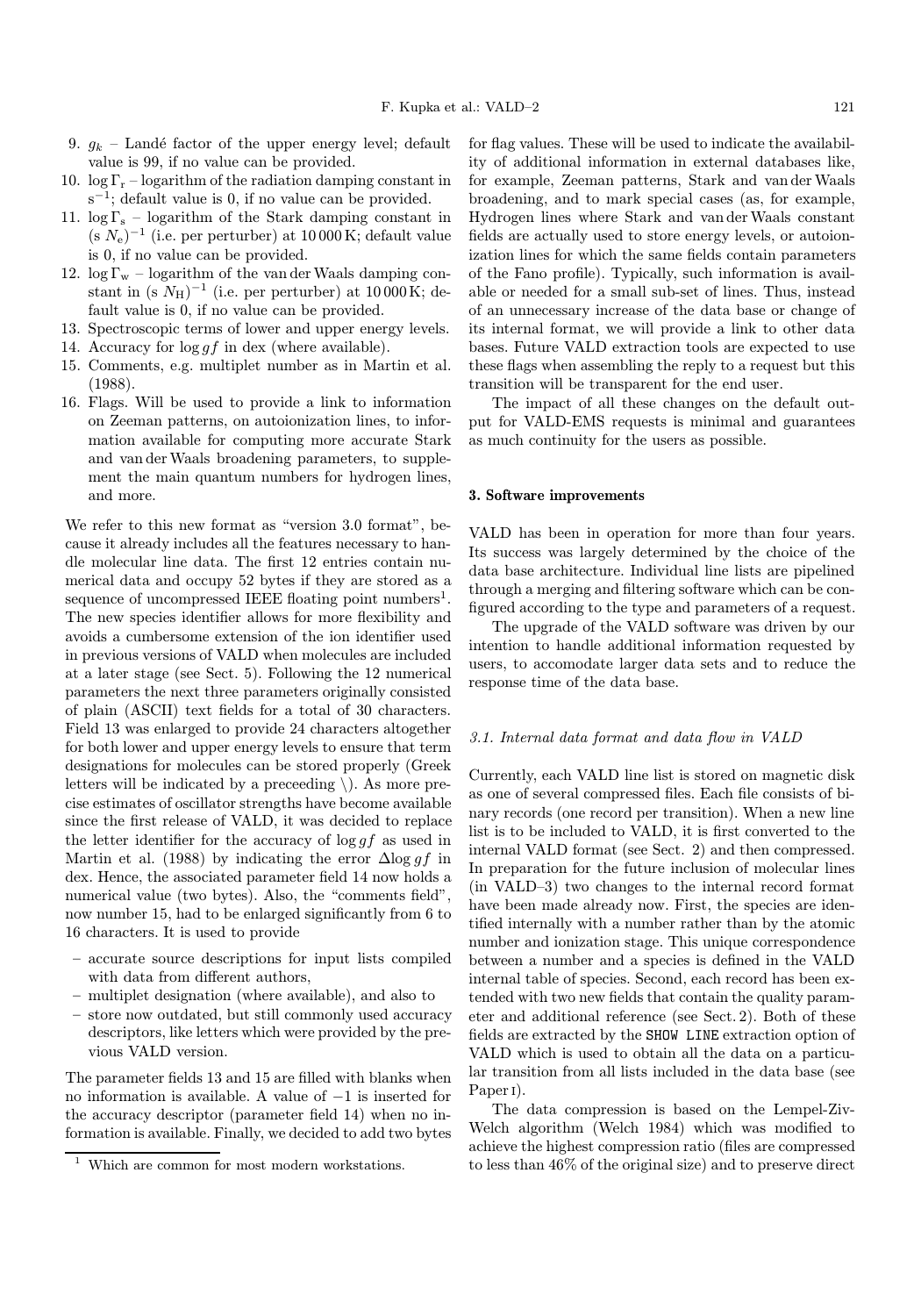9. $g_k$ – Landé factor of the upper energy level; default value is 99, if no value can be provided.
10. $\log \Gamma_r$ – logarithm of the radiation damping constant in $s^{-1}$; default value is 0, if no value can be provided.
11. $\log \Gamma_s$ – logarithm of the Stark damping constant in $(s\ N_e)^{-1}$ (i.e. per perturber) at 10 000 K; default value is 0, if no value can be provided.
12. $\log \Gamma_w$ – logarithm of the van der Waals damping constant in $(s\ N_H)^{-1}$ (i.e. per perturber) at 10 000 K; default value is 0, if no value can be provided.
13. Spectroscopic terms of lower and upper energy levels.
14. Accuracy for $\log gf$ in dex (where available).
15. Comments, e.g. multiplet number as in Martin et al. (1988).
16. Flags. Will be used to provide a link to information on Zeeman patterns, on autoionization lines, to information available for computing more accurate Stark and van der Waals broadening parameters, to supplement the main quantum numbers for hydrogen lines, and more.

We refer to this new format as "version 3.0 format", because it already includes all the features necessary to handle molecular line data. The first 12 entries contain numerical data and occupy 52 bytes if they are stored as a sequence of uncompressed IEEE floating point numbers[1]. The new species identifier allows for more flexibility and avoids a cumbersome extension of the ion identifier used in previous versions of VALD when molecules are included at a later stage (see Sect. 5). Following the 12 numerical parameters the next three parameters originally consisted of plain (ASCII) text fields for a total of 30 characters. Field 13 was enlarged to provide 24 characters altogether for both lower and upper energy levels to ensure that term designations for molecules can be stored properly (Greek letters will be indicated by a preceeding \). As more precise estimates of oscillator strengths have become available since the first release of VALD, it was decided to replace the letter identifier for the accuracy of $\log gf$ as used in Martin et al. (1988) by indicating the error $\Delta \log gf$ in dex. Hence, the associated parameter field 14 now holds a numerical value (two bytes). Also, the "comments field", now number 15, had to be enlarged significantly from 6 to 16 characters. It is used to provide

- accurate source descriptions for input lists compiled with data from different authors,
- multiplet designation (where available), and also to
- store now outdated, but still commonly used accuracy descriptors, like letters which were provided by the previous VALD version.

The parameter fields 13 and 15 are filled with blanks when no information is available. A value of −1 is inserted for the accuracy descriptor (parameter field 14) when no information is available. Finally, we decided to add two bytes for flag values. These will be used to indicate the availability of additional information in external databases like, for example, Zeeman patterns, Stark and van der Waals broadening, and to mark special cases (as, for example, Hydrogen lines where Stark and van der Waals constant fields are actually used to store energy levels, or autoionization lines for which the same fields contain parameters of the Fano profile). Typically, such information is available or needed for a small sub-set of lines. Thus, instead of an unnecessary increase of the data base or change of its internal format, we will provide a link to other data bases. Future VALD extraction tools are expected to use these flags when assembling the reply to a request but this transition will be transparent for the end user.

The impact of all these changes on the default output for VALD-EMS requests is minimal and guarantees as much continuity for the users as possible.

[1] Which are common for most modern workstations.

## 3. Software improvements

VALD has been in operation for more than four years. Its success was largely determined by the choice of the data base architecture. Individual line lists are pipelined through a merging and filtering software which can be configured according to the type and parameters of a request.

The upgrade of the VALD software was driven by our intention to handle additional information requested by users, to accomodate larger data sets and to reduce the response time of the data base.

### 3.1. Internal data format and data flow in VALD

Currently, each VALD line list is stored on magnetic disk as one of several compressed files. Each file consists of binary records (one record per transition). When a new line list is to be included to VALD, it is first converted to the internal VALD format (see Sect. 2) and then compressed. In preparation for the future inclusion of molecular lines (in VALD–3) two changes to the internal record format have been made already now. First, the species are identified internally with a number rather than by the atomic number and ionization stage. This unique correspondence between a number and a species is defined in the VALD internal table of species. Second, each record has been extended with two new fields that contain the quality parameter and additional reference (see Sect. 2). Both of these fields are extracted by the `SHOW LINE` extraction option of VALD which is used to obtain all the data on a particular transition from all lists included in the data base (see Paper I).

The data compression is based on the Lempel-Ziv-Welch algorithm (Welch 1984) which was modified to achieve the highest compression ratio (files are compressed to less than 46% of the original size) and to preserve direct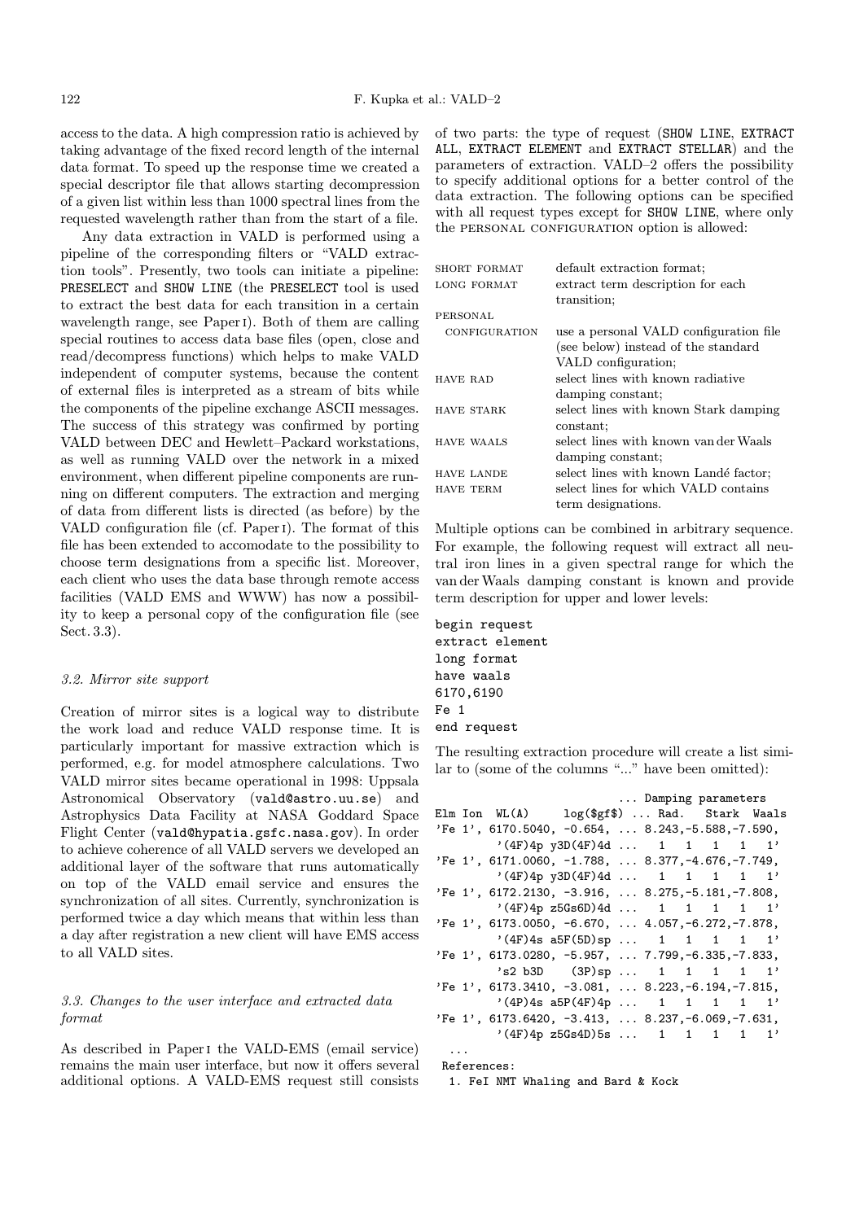access to the data. A high compression ratio is achieved by taking advantage of the fixed record length of the internal data format. To speed up the response time we created a special descriptor file that allows starting decompression of a given list within less than 1000 spectral lines from the requested wavelength rather than from the start of a file.

Any data extraction in VALD is performed using a pipeline of the corresponding filters or "VALD extraction tools". Presently, two tools can initiate a pipeline: PRESELECT and SHOW LINE (the PRESELECT tool is used to extract the best data for each transition in a certain wavelength range, see Paper I). Both of them are calling special routines to access data base files (open, close and read/decompress functions) which helps to make VALD independent of computer systems, because the content of external files is interpreted as a stream of bits while the components of the pipeline exchange ASCII messages. The success of this strategy was confirmed by porting VALD between DEC and Hewlett–Packard workstations, as well as running VALD over the network in a mixed environment, when different pipeline components are running on different computers. The extraction and merging of data from different lists is directed (as before) by the VALD configuration file (cf. Paper I). The format of this file has been extended to accomodate to the possibility to choose term designations from a specific list. Moreover, each client who uses the data base through remote access facilities (VALD EMS and WWW) has now a possibility to keep a personal copy of the configuration file (see Sect. 3.3).

### 3.2. Mirror site support

Creation of mirror sites is a logical way to distribute the work load and reduce VALD response time. It is particularly important for massive extraction which is performed, e.g. for model atmosphere calculations. Two VALD mirror sites became operational in 1998: Uppsala Astronomical Observatory (vald@astro.uu.se) and Astrophysics Data Facility at NASA Goddard Space Flight Center (vald@hypatia.gsfc.nasa.gov). In order to achieve coherence of all VALD servers we developed an additional layer of the software that runs automatically on top of the VALD email service and ensures the synchronization of all sites. Currently, synchronization is performed twice a day which means that within less than a day after registration a new client will have EMS access to all VALD sites.

### 3.3. Changes to the user interface and extracted data format

As described in Paper I the VALD-EMS (email service) remains the main user interface, but now it offers several additional options. A VALD-EMS request still consists of two parts: the type of request (SHOW LINE, EXTRACT ALL, EXTRACT ELEMENT and EXTRACT STELLAR) and the parameters of extraction. VALD–2 offers the possibility to specify additional options for a better control of the data extraction. The following options can be specified with all request types except for SHOW LINE, where only the PERSONAL CONFIGURATION option is allowed:

| | |
|---|---|
| SHORT FORMAT | default extraction format; |
| LONG FORMAT | extract term description for each transition; |
| PERSONAL CONFIGURATION | use a personal VALD configuration file (see below) instead of the standard VALD configuration; |
| HAVE RAD | select lines with known radiative damping constant; |
| HAVE STARK | select lines with known Stark damping constant; |
| HAVE WAALS | select lines with known van der Waals damping constant; |
| HAVE LANDE | select lines with known Landé factor; |
| HAVE TERM | select lines for which VALD contains term designations. |

Multiple options can be combined in arbitrary sequence. For example, the following request will extract all neutral iron lines in a given spectral range for which the van der Waals damping constant is known and provide term description for upper and lower levels:

```
begin request
extract element
long format
have waals
6170,6190
Fe 1
end request
```

The resulting extraction procedure will create a list similar to (some of the columns "..." have been omitted):

```
                          ... Damping parameters
Elm Ion  WL(A)     log($gf$) ... Rad.   Stark  Waals
'Fe 1', 6170.5040, -0.654, ... 8.243,-5.588,-7.590,
        '(4F)4p y3D(4F)4d ...   1   1   1   1   1'
'Fe 1', 6171.0060, -1.788, ... 8.377,-4.676,-7.749,
        '(4F)4p y3D(4F)4d ...   1   1   1   1   1'
'Fe 1', 6172.2130, -3.916, ... 8.275,-5.181,-7.808,
        '(4F)4p z5Gs6D)4d ...   1   1   1   1   1'
'Fe 1', 6173.0050, -6.670, ... 4.057,-6.272,-7.878,
        '(4F)4s a5F(5D)sp ...   1   1   1   1   1'
'Fe 1', 6173.0280, -5.957, ... 7.799,-6.335,-7.833,
        's2 b3D    (3P)sp ...   1   1   1   1   1'
'Fe 1', 6173.3410, -3.081, ... 8.223,-6.194,-7.815,
        '(4F)4s a5P(4F)4p ...   1   1   1   1   1'
'Fe 1', 6173.6420, -3.413, ... 8.237,-6.069,-7.631,
        '(4F)4p z5Gs4D)5s ...   1   1   1   1   1'
  ...
 References:
  1. FeI NMT Whaling and Bard & Kock
```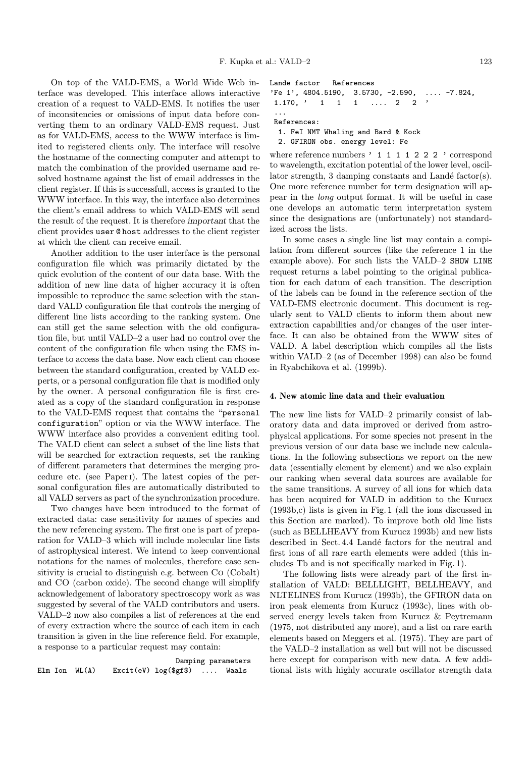On top of the VALD-EMS, a World–Wide–Web interface was developed. This interface allows interactive creation of a request to VALD-EMS. It notifies the user of inconsitencies or omissions of input data before converting them to an ordinary VALD-EMS request. Just as for VALD-EMS, access to the WWW interface is limited to registered clients only. The interface will resolve the hostname of the connecting computer and attempt to match the combination of the provided username and resolved hostname against the list of email addresses in the client register. If this is successfull, access is granted to the WWW interface. In this way, the interface also determines the client's email address to which VALD-EMS will send the result of the request. It is therefore *important* that the client provides `user@host` addresses to the client register at which the client can receive email.

Another addition to the user interface is the personal configuration file which was primarily dictated by the quick evolution of the content of our data base. With the addition of new line data of higher accuracy it is often impossible to reproduce the same selection with the standard VALD configuration file that controls the merging of different line lists according to the ranking system. One can still get the same selection with the old configuration file, but until VALD–2 a user had no control over the content of the configuration file when using the EMS interface to access the data base. Now each client can choose between the standard configuration, created by VALD experts, or a personal configuration file that is modified only by the owner. A personal configuration file is first created as a copy of the standard configuration in response to the VALD-EMS request that contains the "`personal configuration`" option or via the WWW interface. The WWW interface also provides a convenient editing tool. The VALD client can select a subset of the line lists that will be searched for extraction requests, set the ranking of different parameters that determines the merging procedure etc. (see Paper I). The latest copies of the personal configuration files are automatically distributed to all VALD servers as part of the synchronization procedure.

Two changes have been introduced to the format of extracted data: case sensitivity for names of species and the new referencing system. The first one is part of preparation for VALD–3 which will include molecular line lists of astrophysical interest. We intend to keep conventional notations for the names of molecules, therefore case sensitivity is crucial to distinguish e.g. between Co (Cobalt) and CO (carbon oxide). The second change will simplify acknowledgement of laboratory spectroscopy work as was suggested by several of the VALD contributors and users. VALD–2 now also compiles a list of references at the end of every extraction where the source of each item in each transition is given in the line reference field. For example, a response to a particular request may contain:

```
                                    Damping parameters
Elm Ion  WL(A)    Excit(eV) log($gf$)  ....  Waals
Lande factor   References
'Fe 1', 4804.5190,  3.5730, -2.590,  .... -7.824,
 1.170, '   1   1   1   ....  2   2  '
 ...
 References:
  1. FeI NMT Whaling and Bard & Kock
  2. GFIRON obs. energy level: Fe
```

where reference numbers ' 1 1 1 1 2 2 2 ' correspond to wavelength, excitation potential of the lower level, oscillator strength, 3 damping constants and Landé factor(s). One more reference number for term designation will appear in the *long* output format. It will be useful in case one develops an automatic term interpretation system since the designations are (unfortunately) not standardized across the lists.

In some cases a single line list may contain a compilation from different sources (like the reference 1 in the example above). For such lists the VALD–2 `SHOW LINE` request returns a label pointing to the original publication for each datum of each transition. The description of the labels can be found in the reference section of the VALD-EMS electronic document. This document is regularly sent to VALD clients to inform them about new extraction capabilities and/or changes of the user interface. It can also be obtained from the WWW sites of VALD. A label description which compiles all the lists within VALD–2 (as of December 1998) can also be found in Ryabchikova et al. (1999b).

## 4. New atomic line data and their evaluation

The new line lists for VALD–2 primarily consist of laboratory data and data improved or derived from astrophysical applications. For some species not present in the previous version of our data base we include new calculations. In the following subsections we report on the new data (essentially element by element) and we also explain our ranking when several data sources are available for the same transitions. A survey of all ions for which data has been acquired for VALD in addition to the Kurucz (1993b,c) lists is given in Fig. 1 (all the ions discussed in this Section are marked). To improve both old line lists (such as BELLHEAVY from Kurucz 1993b) and new lists described in Sect. 4.4 Landé factors for the neutral and first ions of all rare earth elements were added (this includes Tb and is not specifically marked in Fig. 1).

The following lists were already part of the first installation of VALD: BELLLIGHT, BELLHEAVY, and NLTELINES from Kurucz (1993b), the GFIRON data on iron peak elements from Kurucz (1993c), lines with observed energy levels taken from Kurucz & Peytremann (1975, not distributed any more), and a list on rare earth elements based on Meggers et al. (1975). They are part of the VALD–2 installation as well but will not be discussed here except for comparison with new data. A few additional lists with highly accurate oscillator strength data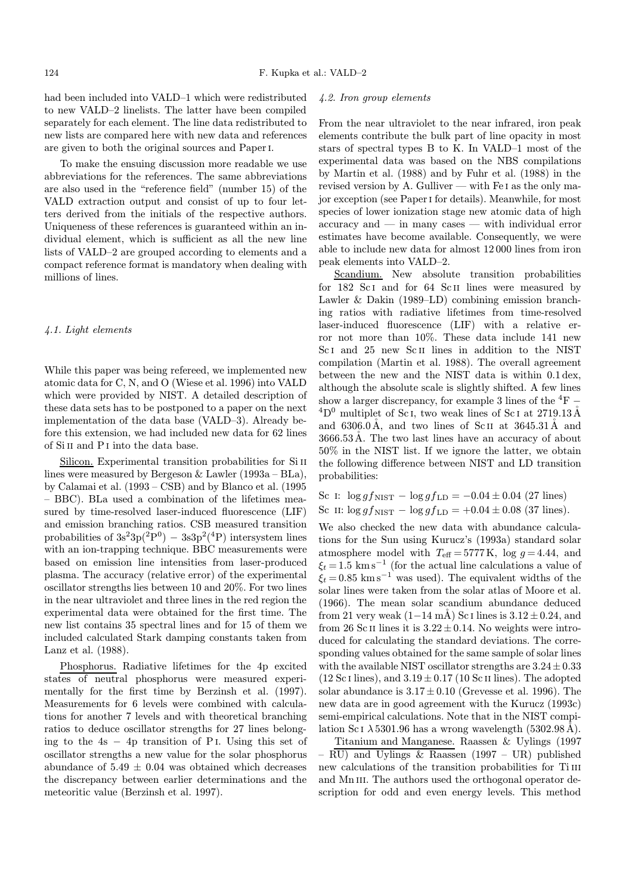had been included into VALD–1 which were redistributed to new VALD–2 linelists. The latter have been compiled separately for each element. The line data redistributed to new lists are compared here with new data and references are given to both the original sources and Paper I.

To make the ensuing discussion more readable we use abbreviations for the references. The same abbreviations are also used in the "reference field" (number 15) of the VALD extraction output and consist of up to four letters derived from the initials of the respective authors. Uniqueness of these references is guaranteed within an individual element, which is sufficient as all the new line lists of VALD–2 are grouped according to elements and a compact reference format is mandatory when dealing with millions of lines.

### 4.1. Light elements

While this paper was being refereed, we implemented new atomic data for C, N, and O (Wiese et al. 1996) into VALD which were provided by NIST. A detailed description of these data sets has to be postponed to a paper on the next implementation of the data base (VALD–3). Already before this extension, we had included new data for 62 lines of Si II and P I into the data base.

Silicon. Experimental transition probabilities for Si II lines were measured by Bergeson & Lawler (1993a – BLa), by Calamai et al. (1993 – CSB) and by Blanco et al. (1995 – BBC). BLa used a combination of the lifetimes measured by time-resolved laser-induced fluorescence (LIF) and emission branching ratios. CSB measured transition probabilities of $3s^2 3p(^2P^0) - 3s3p^2(^4P)$ intersystem lines with an ion-trapping technique. BBC measurements were based on emission line intensities from laser-produced plasma. The accuracy (relative error) of the experimental oscillator strengths lies between 10 and 20%. For two lines in the near ultraviolet and three lines in the red region the experimental data were obtained for the first time. The new list contains 35 spectral lines and for 15 of them we included calculated Stark damping constants taken from Lanz et al. (1988).

Phosphorus. Radiative lifetimes for the 4p excited states of neutral phosphorus were measured experimentally for the first time by Berzinsh et al. (1997). Measurements for 6 levels were combined with calculations for another 7 levels and with theoretical branching ratios to deduce oscillator strengths for 27 lines belonging to the 4s − 4p transition of P I. Using this set of oscillator strengths a new value for the solar phosphorus abundance of $5.49 \pm 0.04$ was obtained which decreases the discrepancy between earlier determinations and the meteoritic value (Berzinsh et al. 1997).

### 4.2. Iron group elements

From the near ultraviolet to the near infrared, iron peak elements contribute the bulk part of line opacity in most stars of spectral types B to K. In VALD–1 most of the experimental data was based on the NBS compilations by Martin et al. (1988) and by Fuhr et al. (1988) in the revised version by A. Gulliver — with Fe I as the only major exception (see Paper I for details). Meanwhile, for most species of lower ionization stage new atomic data of high accuracy and — in many cases — with individual error estimates have become available. Consequently, we were able to include new data for almost 12 000 lines from iron peak elements into VALD–2.

Scandium. New absolute transition probabilities for 182 Sc I and for 64 Sc II lines were measured by Lawler & Dakin (1989–LD) combining emission branching ratios with radiative lifetimes from time-resolved laser-induced fluorescence (LIF) with a relative error not more than 10%. These data include 141 new Sc I and 25 new Sc II lines in addition to the NIST compilation (Martin et al. 1988). The overall agreement between the new and the NIST data is within 0.1 dex, although the absolute scale is slightly shifted. A few lines show a larger discrepancy, for example 3 lines of the $^4F - {^4D^0}$ multiplet of Sc I, two weak lines of Sc I at 2719.13 Å and 6306.0 Å, and two lines of Sc II at 3645.31 Å and 3666.53 Å. The two last lines have an accuracy of about 50% in the NIST list. If we ignore the latter, we obtain the following difference between NIST and LD transition probabilities:

$$\text{Sc I:}\ \log gf_{\rm NIST} - \log gf_{\rm LD} = -0.04 \pm 0.04 \ (27 \text{ lines})$$
$$\text{Sc II:}\ \log gf_{\rm NIST} - \log gf_{\rm LD} = +0.04 \pm 0.08 \ (37 \text{ lines}).$$

We also checked the new data with abundance calculations for the Sun using Kurucz's (1993a) standard solar atmosphere model with $T_{\rm eff} = 5777$ K, $\log g = 4.44$, and $\xi_t = 1.5$ km s$^{-1}$ (for the actual line calculations a value of $\xi_t = 0.85$ km s$^{-1}$ was used). The equivalent widths of the solar lines were taken from the solar atlas of Moore et al. (1966). The mean solar scandium abundance deduced from 21 very weak (1−14 mÅ) Sc I lines is $3.12 \pm 0.24$, and from 26 Sc II lines it is $3.22 \pm 0.14$. No weights were introduced for calculating the standard deviations. The corresponding values obtained for the same sample of solar lines with the available NIST oscillator strengths are $3.24 \pm 0.33$ (12 Sc I lines), and $3.19 \pm 0.17$ (10 Sc II lines). The adopted solar abundance is $3.17 \pm 0.10$ (Grevesse et al. 1996). The new data are in good agreement with the Kurucz (1993c) semi-empirical calculations. Note that in the NIST compilation Sc I $\lambda$ 5301.96 has a wrong wavelength (5302.98 Å).

Titanium and Manganese. Raassen & Uylings (1997 – RU) and Uylings & Raassen (1997 – UR) published new calculations of the transition probabilities for Ti III and Mn III. The authors used the orthogonal operator description for odd and even energy levels. This method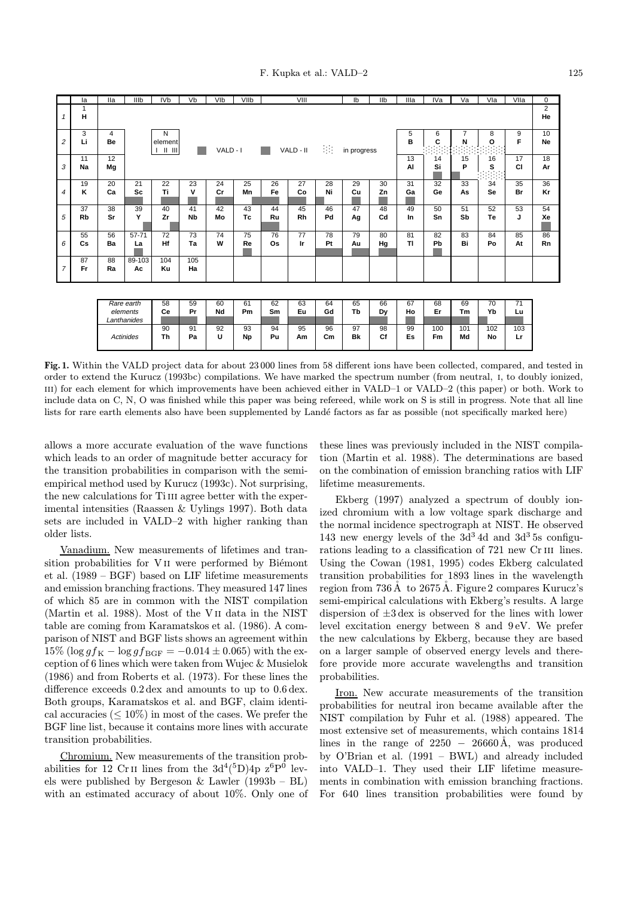| | Ia | IIa | IIIb | IVb | Vb | VIb | VIIb | VIII | | | Ib | IIb | IIIa | IVa | Va | VIa | VIIa | 0 |
|---|---|---|---|---|---|---|---|---|---|---|---|---|---|---|---|---|---|---|
| 1 | 1 H | | | | | | | | | | | | | | | | | 2 He |
| 2 | 3 Li | 4 Be | | N element I II III | | VALD - I | | VALD - II | | in progress | | | 5 B | 6 C | 7 N | 8 O | 9 F | 10 Ne |
| 3 | 11 Na | 12 Mg | | | | | | | | | | | 13 Al | 14 Si | 15 P | 16 S | 17 Cl | 18 Ar |
| 4 | 19 K | 20 Ca | 21 Sc | 22 Ti | 23 V | 24 Cr | 25 Mn | 26 Fe | 27 Co | 28 Ni | 29 Cu | 30 Zn | 31 Ga | 32 Ge | 33 As | 34 Se | 35 Br | 36 Kr |
| 5 | 37 Rb | 38 Sr | 39 Y | 40 Zr | 41 Nb | 42 Mo | 43 Tc | 44 Ru | 45 Rh | 46 Pd | 47 Ag | 48 Cd | 49 In | 50 Sn | 51 Sb | 52 Te | 53 J | 54 Xe |
| 6 | 55 Cs | 56 Ba | 57-71 La | 72 Hf | 73 Ta | 74 W | 75 Re | 76 Os | 77 Ir | 78 Pt | 79 Au | 80 Hg | 81 Tl | 82 Pb | 83 Bi | 84 Po | 85 At | 86 Rn |
| 7 | 87 Fr | 88 Ra | 89-103 Ac | 104 Ku | 105 Ha | | | | | | | | | | | | | |

| Rare earth elements Lanthanides | 58 Ce | 59 Pr | 60 Nd | 61 Pm | 62 Sm | 63 Eu | 64 Gd | 65 Tb | 66 Dy | 67 Ho | 68 Er | 69 Tm | 70 Yb | 71 Lu |
|---|---|---|---|---|---|---|---|---|---|---|---|---|---|---|
| Actinides | 90 Th | 91 Pa | 92 U | 93 Np | 94 Pu | 95 Am | 96 Cm | 97 Bk | 98 Cf | 99 Es | 100 Fm | 101 Md | 102 No | 103 Lr |

**Fig. 1.** Within the VALD project data for about 23 000 lines from 58 different ions have been collected, compared, and tested in order to extend the Kurucz (1993bc) compilations. We have marked the spectrum number (from neutral, I, to doubly ionized, III) for each element for which improvements have been achieved either in VALD–1 or VALD–2 (this paper) or both. Work to include data on C, N, O was finished while this paper was being refereed, while work on S is still in progress. Note that all line lists for rare earth elements also have been supplemented by Landé factors as far as possible (not specifically marked here)

allows a more accurate evaluation of the wave functions which leads to an order of magnitude better accuracy for the transition probabilities in comparison with the semi-empirical method used by Kurucz (1993c). Not surprising, the new calculations for Ti III agree better with the experimental intensities (Raassen & Uylings 1997). Both data sets are included in VALD–2 with higher ranking than older lists.

Vanadium. New measurements of lifetimes and transition probabilities for V II were performed by Biémont et al. (1989 – BGF) based on LIF lifetime measurements and emission branching fractions. They measured 147 lines of which 85 are in common with the NIST compilation (Martin et al. 1988). Most of the V II data in the NIST table are coming from Karamatskos et al. (1986). A comparison of NIST and BGF lists shows an agreement within 15% ($\log gf_{\rm K} - \log gf_{\rm BGF} = -0.014 \pm 0.065$) with the exception of 6 lines which were taken from Wujec & Musielok (1986) and from Roberts et al. (1973). For these lines the difference exceeds 0.2 dex and amounts to up to 0.6 dex. Both groups, Karamatskos et al. and BGF, claim identical accuracies ($\leq 10\%$) in most of the cases. We prefer the BGF line list, because it contains more lines with accurate transition probabilities.

Chromium. New measurements of the transition probabilities for 12 Cr II lines from the $3d^4(^5D)4p\ z^6P^0$ levels were published by Bergeson & Lawler (1993b – BL) with an estimated accuracy of about 10%. Only one of these lines was previously included in the NIST compilation (Martin et al. 1988). The determinations are based on the combination of emission branching ratios with LIF lifetime measurements.

Ekberg (1997) analyzed a spectrum of doubly ionized chromium with a low voltage spark discharge and the normal incidence spectrograph at NIST. He observed 143 new energy levels of the $3d^3\,4d$ and $3d^3\,5s$ configurations leading to a classification of 721 new Cr III lines. Using the Cowan (1981, 1995) codes Ekberg calculated transition probabilities for 1893 lines in the wavelength region from 736 Å to 2675 Å. Figure 2 compares Kurucz's semi-empirical calculations with Ekberg's results. A large dispersion of $\pm 3$ dex is observed for the lines with lower level excitation energy between 8 and 9 eV. We prefer the new calculations by Ekberg, because they are based on a larger sample of observed energy levels and therefore provide more accurate wavelengths and transition probabilities.

Iron. New accurate measurements of the transition probabilities for neutral iron became available after the NIST compilation by Fuhr et al. (1988) appeared. The most extensive set of measurements, which contains 1814 lines in the range of 2250 – 26660 Å, was produced by O'Brian et al. (1991 – BWL) and already included into VALD–1. They used their LIF lifetime measurements in combination with emission branching fractions. For 640 lines transition probabilities were found by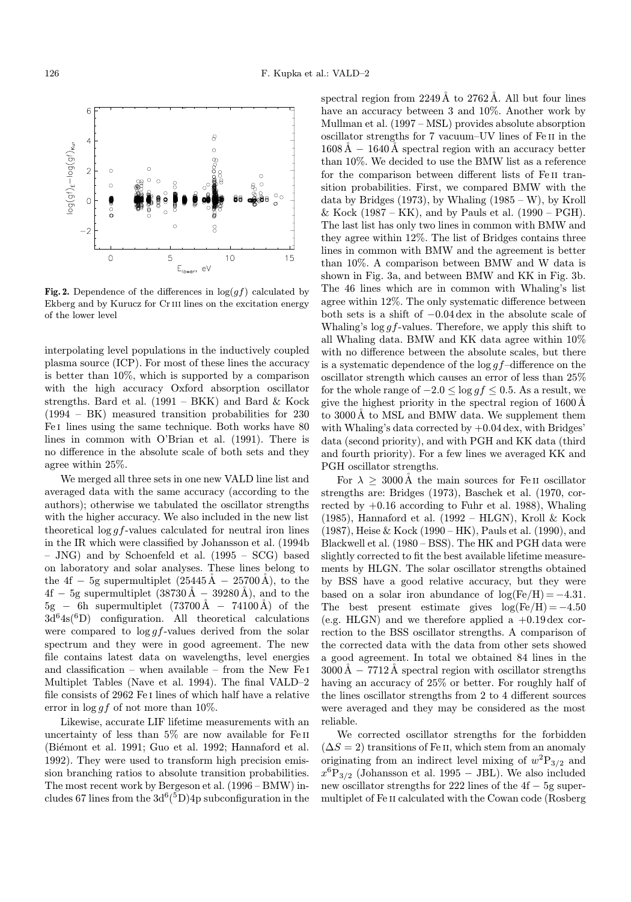**Fig. 2.** Dependence of the differences in $\log(gf)$ calculated by Ekberg and by Kurucz for Cr III lines on the excitation energy of the lower level

interpolating level populations in the inductively coupled plasma source (ICP). For most of these lines the accuracy is better than 10%, which is supported by a comparison with the high accuracy Oxford absorption oscillator strengths. Bard et al. (1991 – BKK) and Bard & Kock (1994 – BK) measured transition probabilities for 230 Fe I lines using the same technique. Both works have 80 lines in common with O'Brian et al. (1991). There is no difference in the absolute scale of both sets and they agree within 25%.

We merged all three sets in one new VALD line list and averaged data with the same accuracy (according to the authors); otherwise we tabulated the oscillator strengths with the higher accuracy. We also included in the new list theoretical $\log gf$-values calculated for neutral iron lines in the IR which were classified by Johansson et al. (1994b – JNG) and by Schoenfeld et al. (1995 – SCG) based on laboratory and solar analyses. These lines belong to the 4f − 5g supermultiplet (25445 Å − 25700 Å), to the 4f − 5g supermultiplet (38730 Å − 39280 Å), and to the 5g − 6h supermultiplet (73700 Å − 74100 Å) of the $3d^64s(^6D)$ configuration. All theoretical calculations were compared to $\log gf$-values derived from the solar spectrum and they were in good agreement. The new file contains latest data on wavelengths, level energies and classification – when available – from the New Fe I Multiplet Tables (Nave et al. 1994). The final VALD–2 file consists of 2962 Fe I lines of which half have a relative error in $\log gf$ of not more than 10%.

Likewise, accurate LIF lifetime measurements with an uncertainty of less than 5% are now available for Fe II (Biémont et al. 1991; Guo et al. 1992; Hannaford et al. 1992). They were used to transform high precision emission branching ratios to absolute transition probabilities. The most recent work by Bergeson et al. (1996 – BMW) includes 67 lines from the $3d^6(^5D)4p$ subconfiguration in the spectral region from 2249 Å to 2762 Å. All but four lines have an accuracy between 3 and 10%. Another work by Mullman et al. (1997 – MSL) provides absolute absorption oscillator strengths for 7 vacuum–UV lines of Fe II in the 1608 Å − 1640 Å spectral region with an accuracy better than 10%. We decided to use the BMW list as a reference for the comparison between different lists of Fe II transition probabilities. First, we compared BMW with the data by Bridges (1973), by Whaling (1985 – W), by Kroll & Kock (1987 – KK), and by Pauls et al. (1990 – PGH). The last list has only two lines in common with BMW and they agree within 12%. The list of Bridges contains three lines in common with BMW and the agreement is better than 10%. A comparison between BMW and W data is shown in Fig. 3a, and between BMW and KK in Fig. 3b. The 46 lines which are in common with Whaling's list agree within 12%. The only systematic difference between both sets is a shift of −0.04 dex in the absolute scale of Whaling's $\log gf$-values. Therefore, we apply this shift to all Whaling data. BMW and KK data agree within 10% with no difference between the absolute scales, but there is a systematic dependence of the $\log gf$–difference on the oscillator strength which causes an error of less than 25% for the whole range of $-2.0 \leq \log gf \leq 0.5$. As a result, we give the highest priority in the spectral region of 1600 Å to 3000 Å to MSL and BMW data. We supplement them with Whaling's data corrected by +0.04 dex, with Bridges' data (second priority), and with PGH and KK data (third and fourth priority). For a few lines we averaged KK and PGH oscillator strengths.

For $\lambda \geq 3000$ Å the main sources for Fe II oscillator strengths are: Bridges (1973), Baschek et al. (1970, corrected by +0.16 according to Fuhr et al. 1988), Whaling (1985), Hannaford et al. (1992 – HLGN), Kroll & Kock (1987), Heise & Kock (1990 – HK), Pauls et al. (1990), and Blackwell et al. (1980 – BSS). The HK and PGH data were slightly corrected to fit the best available lifetime measurements by HLGN. The solar oscillator strengths obtained by BSS have a good relative accuracy, but they were based on a solar iron abundance of $\log(\mathrm{Fe/H}) = -4.31$. The best present estimate gives $\log(\mathrm{Fe/H}) = -4.50$ (e.g. HLGN) and we therefore applied a +0.19 dex correction to the BSS oscillator strengths. A comparison of the corrected data with the data from other sets showed a good agreement. In total we obtained 84 lines in the 3000 Å − 7712 Å spectral region with oscillator strengths having an accuracy of 25% or better. For roughly half of the lines oscillator strengths from 2 to 4 different sources were averaged and they may be considered as the most reliable.

We corrected oscillator strengths for the forbidden ($\Delta S = 2$) transitions of Fe II, which stem from an anomaly originating from an indirect level mixing of $w^2P_{3/2}$ and $x^6P_{3/2}$ (Johansson et al. 1995 − JBL). We also included new oscillator strengths for 222 lines of the 4f − 5g supermultiplet of Fe II calculated with the Cowan code (Rosberg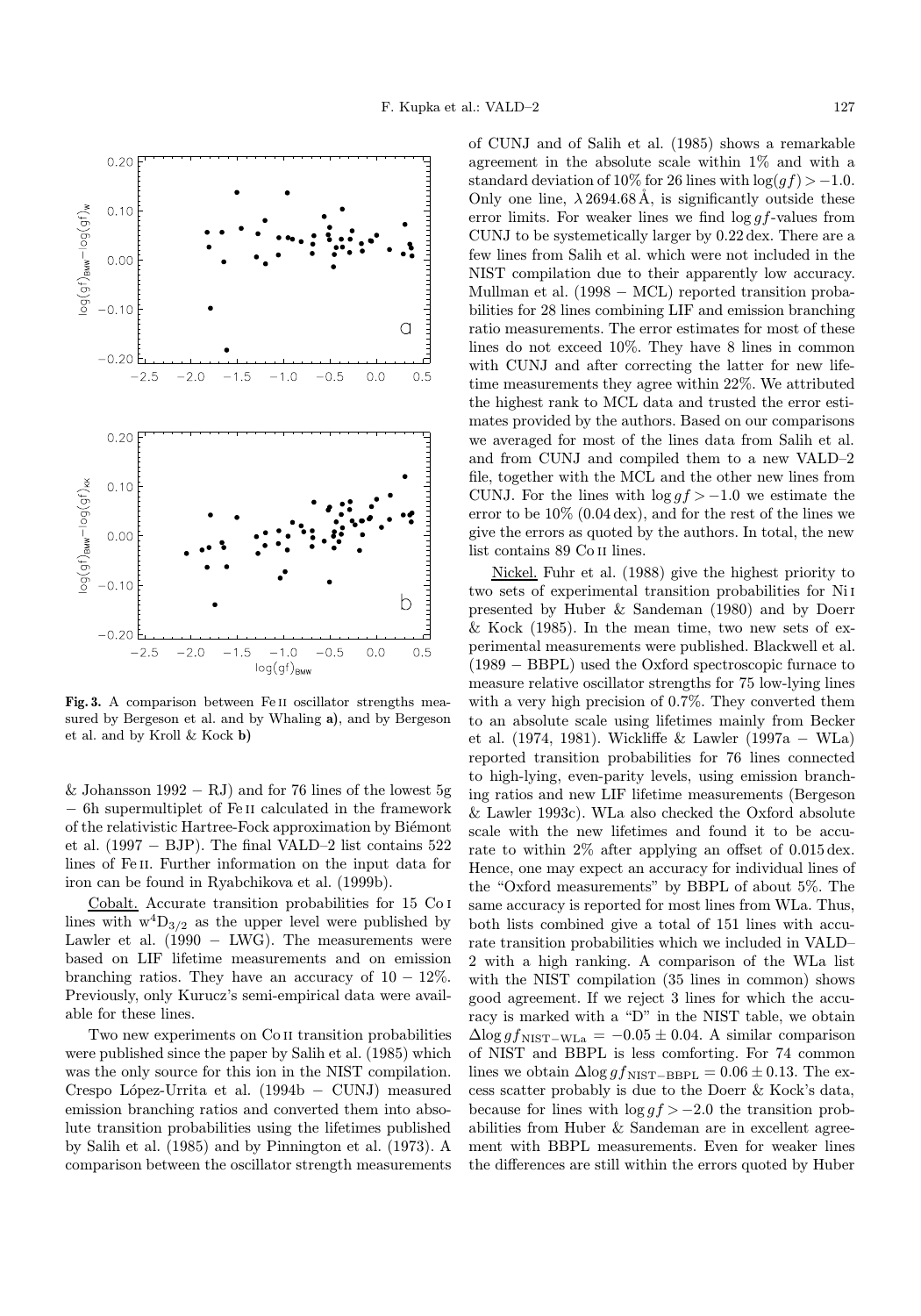**Fig. 3.** A comparison between Fe II oscillator strengths measured by Bergeson et al. and by Whaling **a)**, and by Bergeson et al. and by Kroll & Kock **b)**

& Johansson 1992 − RJ) and for 76 lines of the lowest 5g − 6h supermultiplet of Fe II calculated in the framework of the relativistic Hartree-Fock approximation by Biémont et al. (1997 − BJP). The final VALD–2 list contains 522 lines of Fe II. Further information on the input data for iron can be found in Ryabchikova et al. (1999b).

Cobalt. Accurate transition probabilities for 15 Co I lines with $w^4D_{3/2}$ as the upper level were published by Lawler et al. (1990 − LWG). The measurements were based on LIF lifetime measurements and on emission branching ratios. They have an accuracy of 10 − 12%. Previously, only Kurucz's semi-empirical data were available for these lines.

Two new experiments on Co II transition probabilities were published since the paper by Salih et al. (1985) which was the only source for this ion in the NIST compilation. Crespo López-Urrita et al. (1994b − CUNJ) measured emission branching ratios and converted them into absolute transition probabilities using the lifetimes published by Salih et al. (1985) and by Pinnington et al. (1973). A comparison between the oscillator strength measurements of CUNJ and of Salih et al. (1985) shows a remarkable agreement in the absolute scale within 1% and with a standard deviation of 10% for 26 lines with $\log(gf) > -1.0$. Only one line, $\lambda\,2694.68$ Å, is significantly outside these error limits. For weaker lines we find $\log gf$-values from CUNJ to be systematically larger by 0.22 dex. There are a few lines from Salih et al. which were not included in the NIST compilation due to their apparently low accuracy. Mullman et al. (1998 − MCL) reported transition probabilities for 28 lines combining LIF and emission branching ratio measurements. The error estimates for most of these lines do not exceed 10%. They have 8 lines in common with CUNJ and after correcting the latter for new lifetime measurements they agree within 22%. We attributed the highest rank to MCL data and trusted the error estimates provided by the authors. Based on our comparisons we averaged for most of the lines data from Salih et al. and from CUNJ and compiled them to a new VALD–2 file, together with the MCL and the other new lines from CUNJ. For the lines with $\log gf > -1.0$ we estimate the error to be 10% (0.04 dex), and for the rest of the lines we give the errors as quoted by the authors. In total, the new list contains 89 Co II lines.

Nickel. Fuhr et al. (1988) give the highest priority to two sets of experimental transition probabilities for Ni I presented by Huber & Sandeman (1980) and by Doerr & Kock (1985). In the mean time, two new sets of experimental measurements were published. Blackwell et al. (1989 − BBPL) used the Oxford spectroscopic furnace to measure relative oscillator strengths for 75 low-lying lines with a very high precision of 0.7%. They converted them to an absolute scale using lifetimes mainly from Becker et al. (1974, 1981). Wickliffe & Lawler (1997a − WLa) reported transition probabilities for 76 lines connected to high-lying, even-parity levels, using emission branching ratios and new LIF lifetime measurements (Bergeson & Lawler 1993c). WLa also checked the Oxford absolute scale with the new lifetimes and found it to be accurate to within 2% after applying an offset of 0.015 dex. Hence, one may expect an accuracy for individual lines of the "Oxford measurements" by BBPL of about 5%. The same accuracy is reported for most lines from WLa. Thus, both lists combined give a total of 151 lines with accurate transition probabilities which we included in VALD–2 with a high ranking. A comparison of the WLa list with the NIST compilation (35 lines in common) shows good agreement. If we reject 3 lines for which the accuracy is marked with a "D" in the NIST table, we obtain $\Delta\log gf_{\rm NIST-WLa} = -0.05 \pm 0.04$. A similar comparison of NIST and BBPL is less comforting. For 74 common lines we obtain $\Delta\log gf_{\rm NIST-BBPL} = 0.06 \pm 0.13$. The excess scatter probably is due to the Doerr & Kock's data, because for lines with $\log gf > -2.0$ the transition probabilities from Huber & Sandeman are in excellent agreement with BBPL measurements. Even for weaker lines the differences are still within the errors quoted by Huber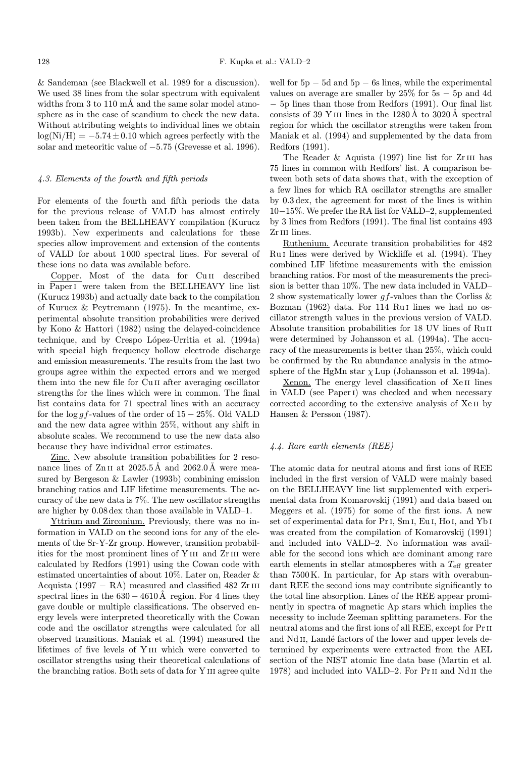& Sandeman (see Blackwell et al. 1989 for a discussion). We used 38 lines from the solar spectrum with equivalent widths from 3 to 110 mÅ and the same solar model atmosphere as in the case of scandium to check the new data. Without attributing weights to individual lines we obtain $\log(\mathrm{Ni/H}) = -5.74 \pm 0.10$ which agrees perfectly with the solar and meteoritic value of $-5.75$ (Grevesse et al. 1996).

### 4.3. Elements of the fourth and fifth periods

For elements of the fourth and fifth periods the data for the previous release of VALD has almost entirely been taken from the BELLHEAVY compilation (Kurucz 1993b). New experiments and calculations for these species allow improvement and extension of the contents of VALD for about 1 000 spectral lines. For several of these ions no data was available before.

Copper. Most of the data for Cu II described in Paper I were taken from the BELLHEAVY line list (Kurucz 1993b) and actually date back to the compilation of Kurucz & Peytremann (1975). In the meantime, experimental absolute transition probabilities were derived by Kono & Hattori (1982) using the delayed-coincidence technique, and by Crespo López-Urritia et al. (1994a) with special high frequency hollow electrode discharge and emission measurements. The results from the last two groups agree within the expected errors and we merged them into the new file for Cu II after averaging oscillator strengths for the lines which were in common. The final list contains data for 71 spectral lines with an accuracy for the $\log gf$-values of the order of $15 - 25\%$. Old VALD and the new data agree within 25%, without any shift in absolute scales. We recommend to use the new data also because they have individual error estimates.

Zinc. New absolute transition pobabilities for 2 resonance lines of Zn II at 2025.5 Å and 2062.0 Å were measured by Bergeson & Lawler (1993b) combining emission branching ratios and LIF lifetime measurements. The accuracy of the new data is 7%. The new oscillator strengths are higher by 0.08 dex than those available in VALD–1.

Yttrium and Zirconium. Previously, there was no information in VALD on the second ions for any of the elements of the Sr-Y-Zr group. However, transition probabilities for the most prominent lines of Y III and Zr III were calculated by Redfors (1991) using the Cowan code with estimated uncertainties of about 10%. Later on, Reader & Acquista (1997 − RA) measured and classified 482 Zr III spectral lines in the $630 - 4610$ Å region. For 4 lines they gave double or multiple classifications. The observed energy levels were interpreted theoretically with the Cowan code and the oscillator strengths were calculated for all observed transitions. Maniak et al. (1994) measured the lifetimes of five levels of Y III which were converted to oscillator strengths using their theoretical calculations of the branching ratios. Both sets of data for Y III agree quite well for $5p - 5d$ and $5p - 6s$ lines, while the experimental values on average are smaller by 25% for $5s - 5p$ and $4d - 5p$ lines than those from Redfors (1991). Our final list consists of 39 Y III lines in the 1280 Å to 3020 Å spectral region for which the oscillator strengths were taken from Maniak et al. (1994) and supplemented by the data from Redfors (1991).

The Reader & Aquista (1997) line list for Zr III has 75 lines in common with Redfors' list. A comparison between both sets of data shows that, with the exception of a few lines for which RA oscillator strengths are smaller by 0.3 dex, the agreement for most of the lines is within $10-15\%$. We prefer the RA list for VALD–2, supplemented by 3 lines from Redfors (1991). The final list contains 493 Zr III lines.

Ruthenium. Accurate transition probabilities for 482 Ru I lines were derived by Wickliffe et al. (1994). They combined LIF lifetime measurements with the emission branching ratios. For most of the measurements the precision is better than 10%. The new data included in VALD–2 show systematically lower $gf$-values than the Corliss & Bozman (1962) data. For 114 Ru I lines we had no oscillator strength values in the previous version of VALD. Absolute transition probabilities for 18 UV lines of Ru II were determined by Johansson et al. (1994a). The accuracy of the measurements is better than 25%, which could be confirmed by the Ru abundance analysis in the atmosphere of the HgMn star $\chi$ Lup (Johansson et al. 1994a).

Xenon. The energy level classification of Xe II lines in VALD (see Paper I) was checked and when necessary corrected according to the extensive analysis of Xe II by Hansen & Persson (1987).

### 4.4. Rare earth elements (REE)

The atomic data for neutral atoms and first ions of REE included in the first version of VALD were mainly based on the BELLHEAVY line list supplemented with experimental data from Komarovskij (1991) and data based on Meggers et al. (1975) for some of the first ions. A new set of experimental data for Pr I, Sm I, Eu I, Ho I, and Yb I was created from the compilation of Komarovskij (1991) and included into VALD–2. No information was available for the second ions which are dominant among rare earth elements in stellar atmospheres with a $T_{\mathrm{eff}}$ greater than 7500 K. In particular, for Ap stars with overabundant REE the second ions may contribute significantly to the total line absorption. Lines of the REE appear prominently in spectra of magnetic Ap stars which implies the necessity to include Zeeman splitting parameters. For the neutral atoms and the first ions of all REE, except for Pr II and Nd II, Landé factors of the lower and upper levels determined by experiments were extracted from the AEL section of the NIST atomic line data base (Martin et al. 1978) and included into VALD–2. For Pr II and Nd II the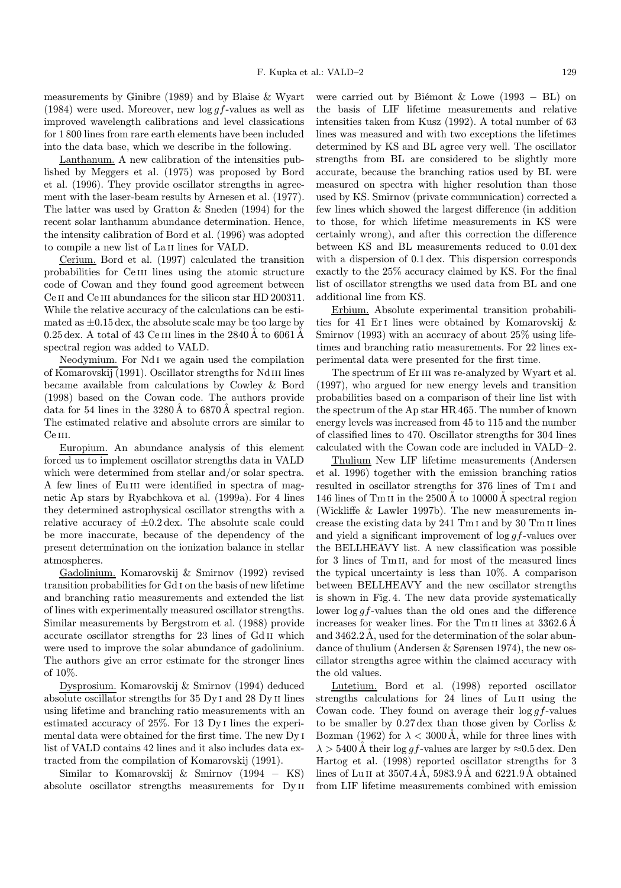measurements by Ginibre (1989) and by Blaise & Wyart (1984) were used. Moreover, new $\log gf$-values as well as improved wavelength calibrations and level classications for 1 800 lines from rare earth elements have been included into the data base, which we describe in the following.

Lanthanum. A new calibration of the intensities published by Meggers et al. (1975) was proposed by Bord et al. (1996). They provide oscillator strengths in agreement with the laser-beam results by Arnesen et al. (1977). The latter was used by Gratton & Sneden (1994) for the recent solar lanthanum abundance determination. Hence, the intensity calibration of Bord et al. (1996) was adopted to compile a new list of La II lines for VALD.

Cerium. Bord et al. (1997) calculated the transition probabilities for Ce III lines using the atomic structure code of Cowan and they found good agreement between Ce II and Ce III abundances for the silicon star HD 200311. While the relative accuracy of the calculations can be estimated as $\pm 0.15$ dex, the absolute scale may be too large by 0.25 dex. A total of 43 Ce III lines in the 2840 Å to 6061 Å spectral region was added to VALD.

Neodymium. For Nd I we again used the compilation of Komarovskij (1991). Oscillator strengths for Nd III lines became available from calculations by Cowley & Bord (1998) based on the Cowan code. The authors provide data for 54 lines in the 3280 Å to 6870 Å spectral region. The estimated relative and absolute errors are similar to Ce III.

Europium. An abundance analysis of this element forced us to implement oscillator strengths data in VALD which were determined from stellar and/or solar spectra. A few lines of Eu III were identified in spectra of magnetic Ap stars by Ryabchkova et al. (1999a). For 4 lines they determined astrophysical oscillator strengths with a relative accuracy of $\pm 0.2$ dex. The absolute scale could be more inaccurate, because of the dependency of the present determination on the ionization balance in stellar atmospheres.

Gadolinium. Komarovskij & Smirnov (1992) revised transition probabilities for Gd I on the basis of new lifetime and branching ratio measurements and extended the list of lines with experimentally measured oscillator strengths. Similar measurements by Bergstrom et al. (1988) provide accurate oscillator strengths for 23 lines of Gd II which were used to improve the solar abundance of gadolinium. The authors give an error estimate for the stronger lines of 10%.

Dysprosium. Komarovskij & Smirnov (1994) deduced absolute oscillator strengths for 35 Dy I and 28 Dy II lines using lifetime and branching ratio measurements with an estimated accuracy of 25%. For 13 Dy I lines the experimental data were obtained for the first time. The new Dy I list of VALD contains 42 lines and it also includes data extracted from the compilation of Komarovskij (1991).

Similar to Komarovskij & Smirnov (1994 – KS) absolute oscillator strengths measurements for Dy II were carried out by Biémont & Lowe (1993 – BL) on the basis of LIF lifetime measurements and relative intensities taken from Kusz (1992). A total number of 63 lines was measured and with two exceptions the lifetimes determined by KS and BL agree very well. The oscillator strengths from BL are considered to be slightly more accurate, because the branching ratios used by BL were measured on spectra with higher resolution than those used by KS. Smirnov (private communication) corrected a few lines which showed the largest difference (in addition to those, for which lifetime measurements in KS were certainly wrong), and after this correction the difference between KS and BL measurements reduced to 0.01 dex with a dispersion of 0.1 dex. This dispersion corresponds exactly to the 25% accuracy claimed by KS. For the final list of oscillator strengths we used data from BL and one additional line from KS.

Erbium. Absolute experimental transition probabilities for 41 Er I lines were obtained by Komarovskij & Smirnov (1993) with an accuracy of about 25% using lifetimes and branching ratio measurements. For 22 lines experimental data were presented for the first time.

The spectrum of Er III was re-analyzed by Wyart et al. (1997), who argued for new energy levels and transition probabilities based on a comparison of their line list with the spectrum of the Ap star HR 465. The number of known energy levels was increased from 45 to 115 and the number of classified lines to 470. Oscillator strengths for 304 lines calculated with the Cowan code are included in VALD–2.

Thulium New LIF lifetime measurements (Andersen et al. 1996) together with the emission branching ratios resulted in oscillator strengths for 376 lines of Tm I and 146 lines of Tm II in the 2500 Å to 10000 Å spectral region (Wickliffe & Lawler 1997b). The new measurements increase the existing data by 241 Tm I and by 30 Tm II lines and yield a significant improvement of $\log gf$-values over the BELLHEAVY list. A new classification was possible for 3 lines of Tm II, and for most of the measured lines the typical uncertainty is less than 10%. A comparison between BELLHEAVY and the new oscillator strengths is shown in Fig. 4. The new data provide systematically lower $\log gf$-values than the old ones and the difference increases for weaker lines. For the Tm II lines at 3362.6 Å and 3462.2 Å, used for the determination of the solar abundance of thulium (Andersen & Sørensen 1974), the new oscillator strengths agree within the claimed accuracy with the old values.

Lutetium. Bord et al. (1998) reported oscillator strengths calculations for 24 lines of Lu II using the Cowan code. They found on average their $\log gf$-values to be smaller by 0.27 dex than those given by Corliss & Bozman (1962) for $\lambda < 3000$ Å, while for three lines with $\lambda > 5400$ Å their $\log gf$-values are larger by $\approx 0.5$ dex. Den Hartog et al. (1998) reported oscillator strengths for 3 lines of Lu II at 3507.4 Å, 5983.9 Å and 6221.9 Å obtained from LIF lifetime measurements combined with emission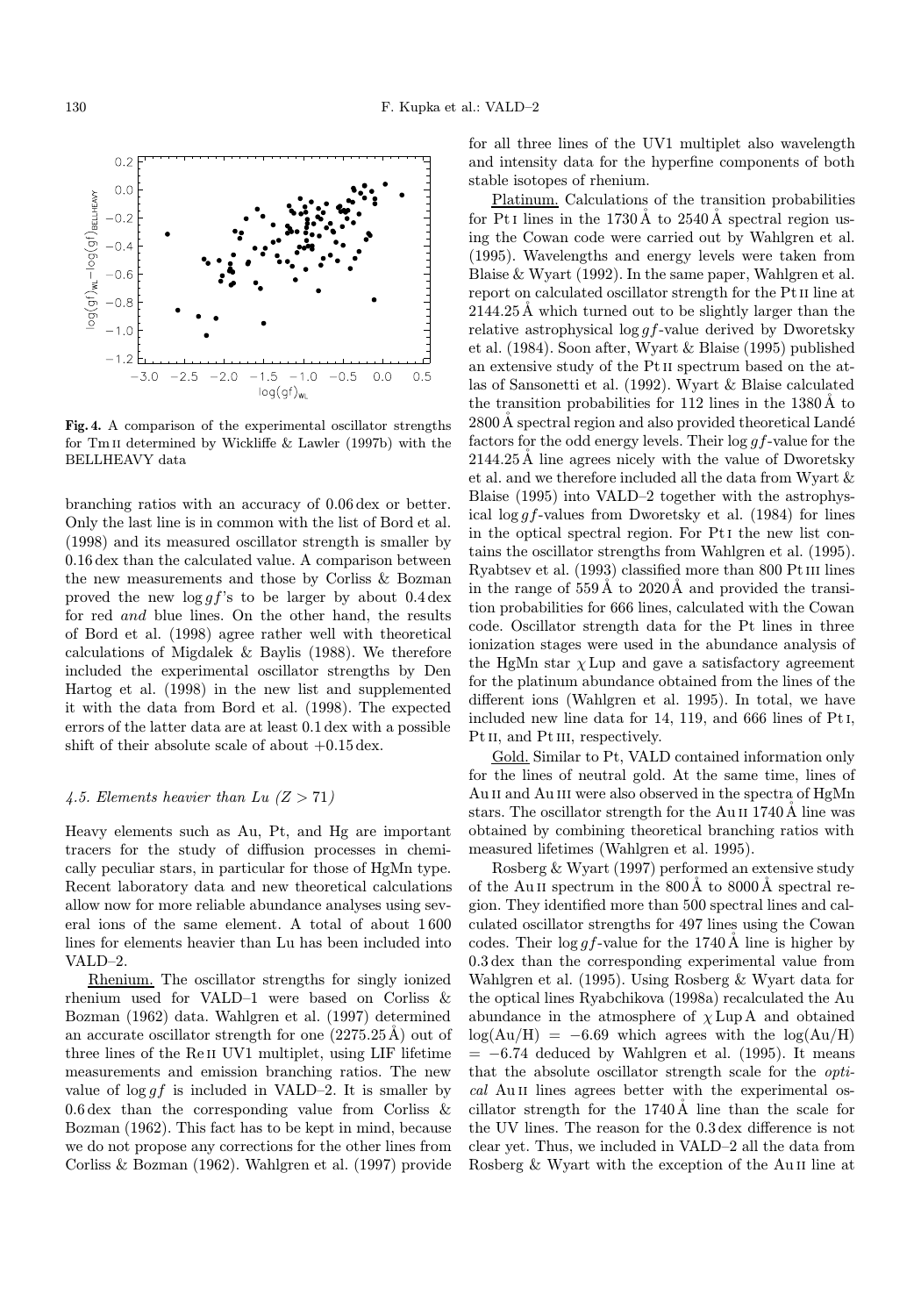**Fig. 4.** A comparison of the experimental oscillator strengths for Tm II determined by Wickliffe & Lawler (1997b) with the BELLHEAVY data

branching ratios with an accuracy of 0.06 dex or better. Only the last line is in common with the list of Bord et al. (1998) and its measured oscillator strength is smaller by 0.16 dex than the calculated value. A comparison between the new measurements and those by Corliss & Bozman proved the new $\log gf$'s to be larger by about 0.4 dex for red *and* blue lines. On the other hand, the results of Bord et al. (1998) agree rather well with theoretical calculations of Migdalek & Baylis (1988). We therefore included the experimental oscillator strengths by Den Hartog et al. (1998) in the new list and supplemented it with the data from Bord et al. (1998). The expected errors of the latter data are at least 0.1 dex with a possible shift of their absolute scale of about +0.15 dex.

### 4.5. Elements heavier than Lu ($Z > 71$)

Heavy elements such as Au, Pt, and Hg are important tracers for the study of diffusion processes in chemically peculiar stars, in particular for those of HgMn type. Recent laboratory data and new theoretical calculations allow now for more reliable abundance analyses using several ions of the same element. A total of about 1 600 lines for elements heavier than Lu has been included into VALD–2.

Rhenium. The oscillator strengths for singly ionized rhenium used for VALD–1 were based on Corliss & Bozman (1962) data. Wahlgren et al. (1997) determined an accurate oscillator strength for one (2275.25 Å) out of three lines of the Re II UV1 multiplet, using LIF lifetime measurements and emission branching ratios. The new value of $\log gf$ is included in VALD–2. It is smaller by 0.6 dex than the corresponding value from Corliss & Bozman (1962). This fact has to be kept in mind, because we do not propose any corrections for the other lines from Corliss & Bozman (1962). Wahlgren et al. (1997) provide for all three lines of the UV1 multiplet also wavelength and intensity data for the hyperfine components of both stable isotopes of rhenium.

Platinum. Calculations of the transition probabilities for Pt I lines in the 1730 Å to 2540 Å spectral region using the Cowan code were carried out by Wahlgren et al. (1995). Wavelengths and energy levels were taken from Blaise & Wyart (1992). In the same paper, Wahlgren et al. report on calculated oscillator strength for the Pt II line at 2144.25 Å which turned out to be slightly larger than the relative astrophysical $\log gf$-value derived by Dworetsky et al. (1984). Soon after, Wyart & Blaise (1995) published an extensive study of the Pt II spectrum based on the atlas of Sansonetti et al. (1992). Wyart & Blaise calculated the transition probabilities for 112 lines in the 1380 Å to 2800 Å spectral region and also provided theoretical Landé factors for the odd energy levels. Their $\log gf$-value for the 2144.25 Å line agrees nicely with the value of Dworetsky et al. and we therefore included all the data from Wyart & Blaise (1995) into VALD–2 together with the astrophysical $\log gf$-values from Dworetsky et al. (1984) for lines in the optical spectral region. For Pt I the new list contains the oscillator strengths from Wahlgren et al. (1995). Ryabtsev et al. (1993) classified more than 800 Pt III lines in the range of 559 Å to 2020 Å and provided the transition probabilities for 666 lines, calculated with the Cowan code. Oscillator strength data for the Pt lines in three ionization stages were used in the abundance analysis of the HgMn star $\chi$ Lup and gave a satisfactory agreement for the platinum abundance obtained from the lines of the different ions (Wahlgren et al. 1995). In total, we have included new line data for 14, 119, and 666 lines of Pt I, Pt II, and Pt III, respectively.

Gold. Similar to Pt, VALD contained information only for the lines of neutral gold. At the same time, lines of Au II and Au III were also observed in the spectra of HgMn stars. The oscillator strength for the Au II 1740 Å line was obtained by combining theoretical branching ratios with measured lifetimes (Wahlgren et al. 1995).

Rosberg & Wyart (1997) performed an extensive study of the Au II spectrum in the 800 Å to 8000 Å spectral region. They identified more than 500 spectral lines and calculated oscillator strengths for 497 lines using the Cowan codes. Their $\log gf$-value for the 1740 Å line is higher by 0.3 dex than the corresponding experimental value from Wahlgren et al. (1995). Using Rosberg & Wyart data for the optical lines Ryabchikova (1998a) recalculated the Au abundance in the atmosphere of $\chi$ Lup A and obtained $\log(\mathrm{Au/H}) = -6.69$ which agrees with the $\log(\mathrm{Au/H}) = -6.74$ deduced by Wahlgren et al. (1995). It means that the absolute oscillator strength scale for the *optical* Au II lines agrees better with the experimental oscillator strength for the 1740 Å line than the scale for the UV lines. The reason for the 0.3 dex difference is not clear yet. Thus, we included in VALD–2 all the data from Rosberg & Wyart with the exception of the Au II line at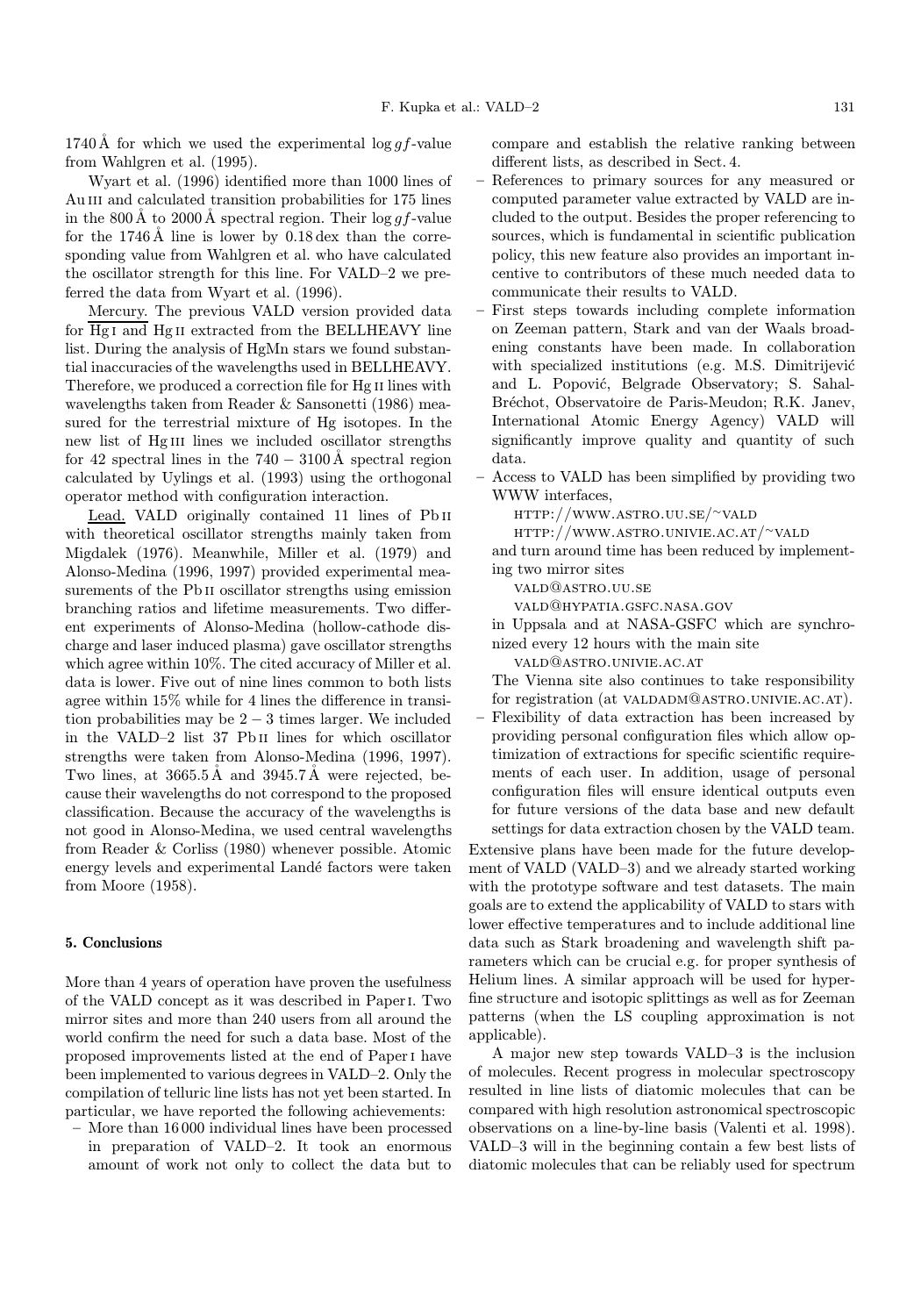1740 Å for which we used the experimental $\log gf$-value from Wahlgren et al. (1995).

Wyart et al. (1996) identified more than 1000 lines of Au III and calculated transition probabilities for 175 lines in the 800 Å to 2000 Å spectral region. Their $\log gf$-value for the 1746 Å line is lower by 0.18 dex than the corresponding value from Wahlgren et al. who have calculated the oscillator strength for this line. For VALD–2 we preferred the data from Wyart et al. (1996).

Mercury. The previous VALD version provided data for Hg I and Hg II extracted from the BELLHEAVY line list. During the analysis of HgMn stars we found substantial inaccuracies of the wavelengths used in BELLHEAVY. Therefore, we produced a correction file for Hg II lines with wavelengths taken from Reader & Sansonetti (1986) measured for the terrestrial mixture of Hg isotopes. In the new list of Hg III lines we included oscillator strengths for 42 spectral lines in the $740 - 3100$ Å spectral region calculated by Uylings et al. (1993) using the orthogonal operator method with configuration interaction.

Lead. VALD originally contained 11 lines of Pb II with theoretical oscillator strengths mainly taken from Migdalek (1976). Meanwhile, Miller et al. (1979) and Alonso-Medina (1996, 1997) provided experimental measurements of the Pb II oscillator strengths using emission branching ratios and lifetime measurements. Two different experiments of Alonso-Medina (hollow-cathode discharge and laser induced plasma) gave oscillator strengths which agree within 10%. The cited accuracy of Miller et al. data is lower. Five out of nine lines common to both lists agree within 15% while for 4 lines the difference in transition probabilities may be $2 - 3$ times larger. We included in the VALD–2 list 37 Pb II lines for which oscillator strengths were taken from Alonso-Medina (1996, 1997). Two lines, at 3665.5 Å and 3945.7 Å were rejected, because their wavelengths do not correspond to the proposed classification. Because the accuracy of the wavelengths is not good in Alonso-Medina, we used central wavelengths from Reader & Corliss (1980) whenever possible. Atomic energy levels and experimental Landé factors were taken from Moore (1958).

## 5. Conclusions

More than 4 years of operation have proven the usefulness of the VALD concept as it was described in Paper I. Two mirror sites and more than 240 users from all around the world confirm the need for such a data base. Most of the proposed improvements listed at the end of Paper I have been implemented to various degrees in VALD–2. Only the compilation of telluric line lists has not yet been started. In particular, we have reported the following achievements:

- More than 16 000 individual lines have been processed in preparation of VALD–2. It took an enormous amount of work not only to collect the data but to compare and establish the relative ranking between different lists, as described in Sect. 4.
- References to primary sources for any measured or computed parameter value extracted by VALD are included to the output. Besides the proper referencing to sources, which is fundamental in scientific publication policy, this new feature also provides an important incentive to contributors of these much needed data to communicate their results to VALD.
- First steps towards including complete information on Zeeman pattern, Stark and van der Waals broadening constants have been made. In collaboration with specialized institutions (e.g. M.S. Dimitrijević and L. Popović, Belgrade Observatory; S. Sahal-Bréchot, Observatoire de Paris-Meudon; R.K. Janev, International Atomic Energy Agency) VALD will significantly improve quality and quantity of such data.
- Access to VALD has been simplified by providing two WWW interfaces,

  HTTP://WWW.ASTRO.UU.SE/~VALD

  HTTP://WWW.ASTRO.UNIVIE.AC.AT/~VALD

  and turn around time has been reduced by implementing two mirror sites

  VALD@ASTRO.UU.SE

  VALD@HYPATIA.GSFC.NASA.GOV

  in Uppsala and at NASA-GSFC which are synchronized every 12 hours with the main site

  VALD@ASTRO.UNIVIE.AC.AT

  The Vienna site also continues to take responsibility for registration (at VALDADM@ASTRO.UNIVIE.AC.AT).
- Flexibility of data extraction has been increased by providing personal configuration files which allow optimization of extractions for specific scientific requirements of each user. In addition, usage of personal configuration files will ensure identical outputs even for future versions of the data base and new default settings for data extraction chosen by the VALD team.

Extensive plans have been made for the future development of VALD (VALD–3) and we already started working with the prototype software and test datasets. The main goals are to extend the applicability of VALD to stars with lower effective temperatures and to include additional line data such as Stark broadening and wavelength shift parameters which can be crucial e.g. for proper synthesis of Helium lines. A similar approach will be used for hyperfine structure and isotopic splittings as well as for Zeeman patterns (when the LS coupling approximation is not applicable).

A major new step towards VALD–3 is the inclusion of molecules. Recent progress in molecular spectroscopy resulted in line lists of diatomic molecules that can be compared with high resolution astronomical spectroscopic observations on a line-by-line basis (Valenti et al. 1998). VALD–3 will in the beginning contain a few best lists of diatomic molecules that can be reliably used for spectrum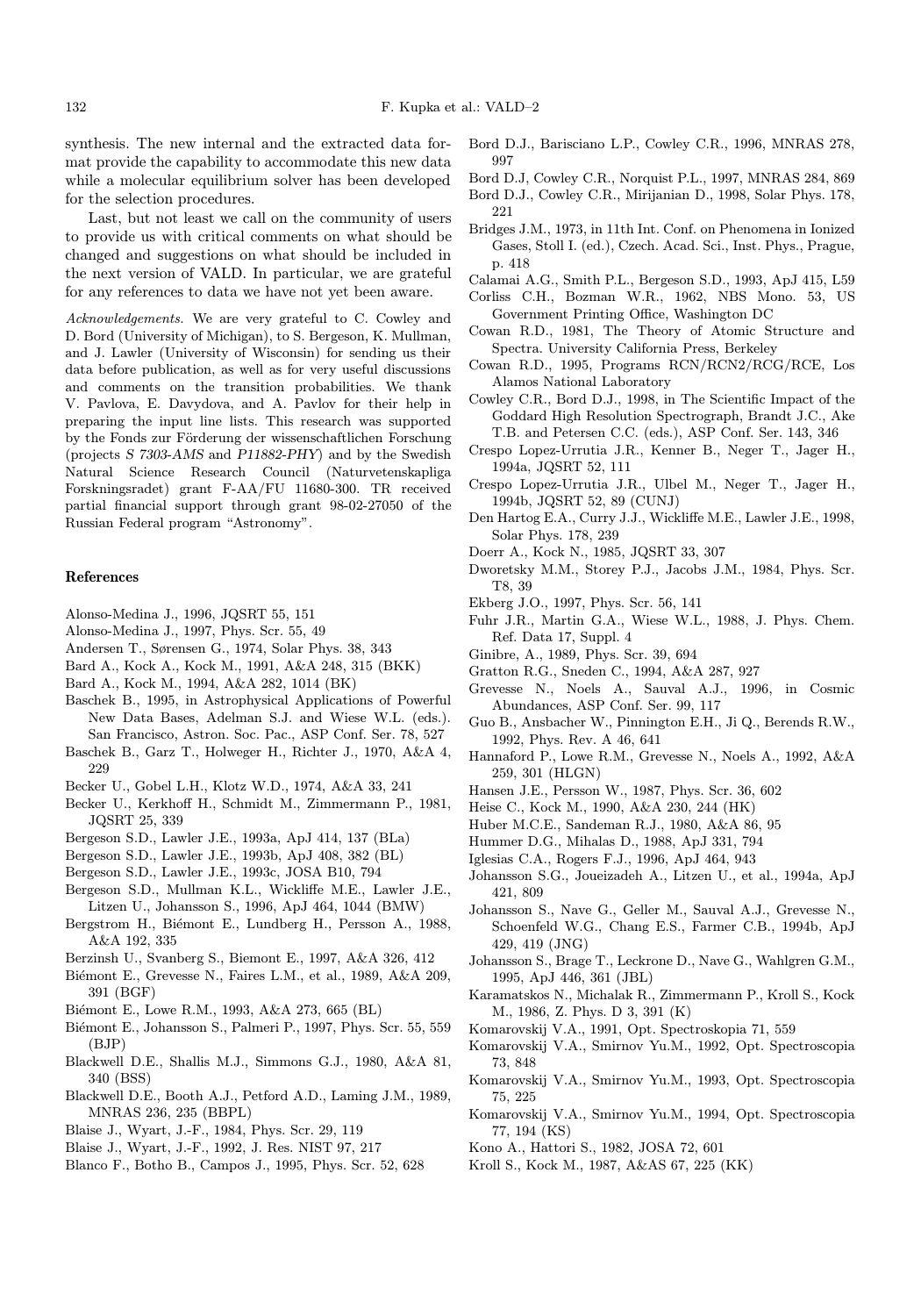synthesis. The new internal and the extracted data format provide the capability to accommodate this new data while a molecular equilibrium solver has been developed for the selection procedures.

Last, but not least we call on the community of users to provide us with critical comments on what should be changed and suggestions on what should be included in the next version of VALD. In particular, we are grateful for any references to data we have not yet been aware.

*Acknowledgements.* We are very grateful to C. Cowley and D. Bord (University of Michigan), to S. Bergeson, K. Mullman, and J. Lawler (University of Wisconsin) for sending us their data before publication, as well as for very useful discussions and comments on the transition probabilities. We thank V. Pavlova, E. Davydova, and A. Pavlov for their help in preparing the input line lists. This research was supported by the Fonds zur Förderung der wissenschaftlichen Forschung (projects *S 7303-AMS* and *P11882-PHY*) and by the Swedish Natural Science Research Council (Naturvetenskapliga Forskningsradet) grant F-AA/FU 11680-300. TR received partial financial support through grant 98-02-27050 of the Russian Federal program "Astronomy".

## References

- Alonso-Medina J., 1996, JQSRT 55, 151
- Alonso-Medina J., 1997, Phys. Scr. 55, 49
- Andersen T., Sørensen G., 1974, Solar Phys. 38, 343
- Bard A., Kock A., Kock M., 1991, A&A 248, 315 (BKK)
- Bard A., Kock M., 1994, A&A 282, 1014 (BK)
- Baschek B., 1995, in Astrophysical Applications of Powerful New Data Bases, Adelman S.J. and Wiese W.L. (eds.). San Francisco, Astron. Soc. Pac., ASP Conf. Ser. 78, 527
- Baschek B., Garz T., Holweger H., Richter J., 1970, A&A 4, 229
- Becker U., Gobel L.H., Klotz W.D., 1974, A&A 33, 241
- Becker U., Kerkhoff H., Schmidt M., Zimmermann P., 1981, JQSRT 25, 339
- Bergeson S.D., Lawler J.E., 1993a, ApJ 414, 137 (BLa)
- Bergeson S.D., Lawler J.E., 1993b, ApJ 408, 382 (BL)
- Bergeson S.D., Lawler J.E., 1993c, JOSA B10, 794
- Bergeson S.D., Mullman K.L., Wickliffe M.E., Lawler J.E., Litzen U., Johansson S., 1996, ApJ 464, 1044 (BMW)
- Bergstrom H., Biémont E., Lundberg H., Persson A., 1988, A&A 192, 335
- Berzinsh U., Svanberg S., Biemont E., 1997, A&A 326, 412
- Biémont E., Grevesse N., Faires L.M., et al., 1989, A&A 209, 391 (BGF)
- Biémont E., Lowe R.M., 1993, A&A 273, 665 (BL)
- Biémont E., Johansson S., Palmeri P., 1997, Phys. Scr. 55, 559 (BJP)
- Blackwell D.E., Shallis M.J., Simmons G.J., 1980, A&A 81, 340 (BSS)
- Blackwell D.E., Booth A.J., Petford A.D., Laming J.M., 1989, MNRAS 236, 235 (BBPL)
- Blaise J., Wyart, J.-F., 1984, Phys. Scr. 29, 119
- Blaise J., Wyart, J.-F., 1992, J. Res. NIST 97, 217
- Blanco F., Botho B., Campos J., 1995, Phys. Scr. 52, 628
- Bord D.J., Barisciano L.P., Cowley C.R., 1996, MNRAS 278, 997
- Bord D.J, Cowley C.R., Norquist P.L., 1997, MNRAS 284, 869
- Bord D.J., Cowley C.R., Mirijanian D., 1998, Solar Phys. 178, 221
- Bridges J.M., 1973, in 11th Int. Conf. on Phenomena in Ionized Gases, Stoll I. (ed.), Czech. Acad. Sci., Inst. Phys., Prague, p. 418
- Calamai A.G., Smith P.L., Bergeson S.D., 1993, ApJ 415, L59
- Corliss C.H., Bozman W.R., 1962, NBS Mono. 53, US Government Printing Office, Washington DC
- Cowan R.D., 1981, The Theory of Atomic Structure and Spectra. University California Press, Berkeley
- Cowan R.D., 1995, Programs RCN/RCN2/RCG/RCE, Los Alamos National Laboratory
- Cowley C.R., Bord D.J., 1998, in The Scientific Impact of the Goddard High Resolution Spectrograph, Brandt J.C., Ake T.B. and Petersen C.C. (eds.), ASP Conf. Ser. 143, 346
- Crespo Lopez-Urrutia J.R., Kenner B., Neger T., Jager H., 1994a, JQSRT 52, 111
- Crespo Lopez-Urrutia J.R., Ulbel M., Neger T., Jager H., 1994b, JQSRT 52, 89 (CUNJ)
- Den Hartog E.A., Curry J.J., Wickliffe M.E., Lawler J.E., 1998, Solar Phys. 178, 239
- Doerr A., Kock N., 1985, JQSRT 33, 307
- Dworetsky M.M., Storey P.J., Jacobs J.M., 1984, Phys. Scr. T8, 39
- Ekberg J.O., 1997, Phys. Scr. 56, 141
- Fuhr J.R., Martin G.A., Wiese W.L., 1988, J. Phys. Chem. Ref. Data 17, Suppl. 4
- Ginibre, A., 1989, Phys. Scr. 39, 694
- Gratton R.G., Sneden C., 1994, A&A 287, 927
- Grevesse N., Noels A., Sauval A.J., 1996, in Cosmic Abundances, ASP Conf. Ser. 99, 117
- Guo B., Ansbacher W., Pinnington E.H., Ji Q., Berends R.W., 1992, Phys. Rev. A 46, 641
- Hannaford P., Lowe R.M., Grevesse N., Noels A., 1992, A&A 259, 301 (HLGN)
- Hansen J.E., Persson W., 1987, Phys. Scr. 36, 602
- Heise C., Kock M., 1990, A&A 230, 244 (HK)
- Huber M.C.E., Sandeman R.J., 1980, A&A 86, 95
- Hummer D.G., Mihalas D., 1988, ApJ 331, 794
- Iglesias C.A., Rogers F.J., 1996, ApJ 464, 943
- Johansson S.G., Joueizadeh A., Litzen U., et al., 1994a, ApJ 421, 809
- Johansson S., Nave G., Geller M., Sauval A.J., Grevesse N., Schoenfeld W.G., Chang E.S., Farmer C.B., 1994b, ApJ 429, 419 (JNG)
- Johansson S., Brage T., Leckrone D., Nave G., Wahlgren G.M., 1995, ApJ 446, 361 (JBL)
- Karamatskos N., Michalak R., Zimmermann P., Kroll S., Kock M., 1986, Z. Phys. D 3, 391 (K)
- Komarovskij V.A., 1991, Opt. Spectroskopia 71, 559
- Komarovskij V.A., Smirnov Yu.M., 1992, Opt. Spectroscopia 73, 848
- Komarovskij V.A., Smirnov Yu.M., 1993, Opt. Spectroscopia 75, 225
- Komarovskij V.A., Smirnov Yu.M., 1994, Opt. Spectroscopia 77, 194 (KS)
- Kono A., Hattori S., 1982, JOSA 72, 601
- Kroll S., Kock M., 1987, A&AS 67, 225 (KK)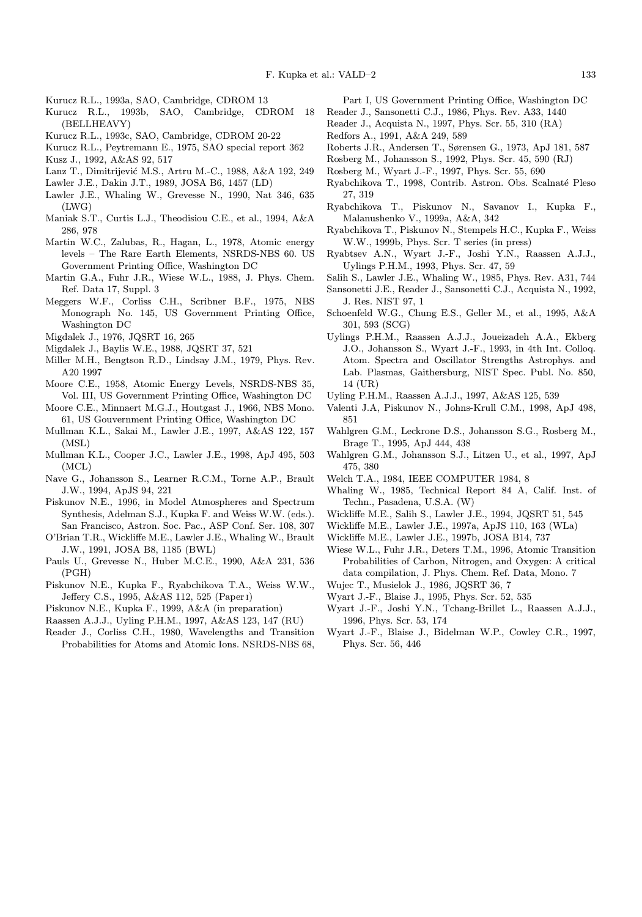Kurucz R.L., 1993a, SAO, Cambridge, CDROM 13

Kurucz R.L., 1993b, SAO, Cambridge, CDROM 18 (BELLHEAVY)

Kurucz R.L., 1993c, SAO, Cambridge, CDROM 20-22

Kurucz R.L., Peytremann E., 1975, SAO special report 362

Kusz J., 1992, A&AS 92, 517

Lanz T., Dimitrijević M.S., Artru M.-C., 1988, A&A 192, 249

Lawler J.E., Dakin J.T., 1989, JOSA B6, 1457 (LD)

Lawler J.E., Whaling W., Grevesse N., 1990, Nat 346, 635 (LWG)

Maniak S.T., Curtis L.J., Theodisiou C.E., et al., 1994, A&A 286, 978

Martin W.C., Zalubas, R., Hagan, L., 1978, Atomic energy levels – The Rare Earth Elements, NSRDS-NBS 60. US Government Printing Office, Washington DC

Martin G.A., Fuhr J.R., Wiese W.L., 1988, J. Phys. Chem. Ref. Data 17, Suppl. 3

Meggers W.F., Corliss C.H., Scribner B.F., 1975, NBS Monograph No. 145, US Government Printing Office, Washington DC

Migdalek J., 1976, JQSRT 16, 265

Migdalek J., Baylis W.E., 1988, JQSRT 37, 521

Miller M.H., Bengtson R.D., Lindsay J.M., 1979, Phys. Rev. A20 1997

Moore C.E., 1958, Atomic Energy Levels, NSRDS-NBS 35, Vol. III, US Government Printing Office, Washington DC

Moore C.E., Minnaert M.G.J., Houtgast J., 1966, NBS Mono. 61, US Gouvernment Printing Office, Washington DC

Mullman K.L., Sakai M., Lawler J.E., 1997, A&AS 122, 157 (MSL)

Mullman K.L., Cooper J.C., Lawler J.E., 1998, ApJ 495, 503 (MCL)

Nave G., Johansson S., Learner R.C.M., Torne A.P., Brault J.W., 1994, ApJS 94, 221

Piskunov N.E., 1996, in Model Atmospheres and Spectrum Synthesis, Adelman S.J., Kupka F. and Weiss W.W. (eds.). San Francisco, Astron. Soc. Pac., ASP Conf. Ser. 108, 307

O'Brian T.R., Wickliffe M.E., Lawler J.E., Whaling W., Brault J.W., 1991, JOSA B8, 1185 (BWL)

Pauls U., Grevesse N., Huber M.C.E., 1990, A&A 231, 536 (PGH)

Piskunov N.E., Kupka F., Ryabchikova T.A., Weiss W.W., Jeffery C.S., 1995, A&AS 112, 525 (Paper I)

Piskunov N.E., Kupka F., 1999, A&A (in preparation)

Raassen A.J.J., Uyling P.H.M., 1997, A&AS 123, 147 (RU)

Reader J., Corliss C.H., 1980, Wavelengths and Transition Probabilities for Atoms and Atomic Ions. NSRDS-NBS 68, Part I, US Government Printing Office, Washington DC

Reader J., Sansonetti C.J., 1986, Phys. Rev. A33, 1440

Reader J., Acquista N., 1997, Phys. Scr. 55, 310 (RA)

Redfors A., 1991, A&A 249, 589

Roberts J.R., Andersen T., Sørensen G., 1973, ApJ 181, 587

Rosberg M., Johansson S., 1992, Phys. Scr. 45, 590 (RJ)

Rosberg M., Wyart J.-F., 1997, Phys. Scr. 55, 690

Ryabchikova T., 1998, Contrib. Astron. Obs. Scalnaté Pleso 27, 319

Ryabchikova T., Piskunov N., Savanov I., Kupka F., Malanushenko V., 1999a, A&A, 342

Ryabchikova T., Piskunov N., Stempels H.C., Kupka F., Weiss W.W., 1999b, Phys. Scr. T series (in press)

Ryabtsev A.N., Wyart J.-F., Joshi Y.N., Raassen A.J.J., Uylings P.H.M., 1993, Phys. Scr. 47, 59

Salih S., Lawler J.E., Whaling W., 1985, Phys. Rev. A31, 744

Sansonetti J.E., Reader J., Sansonetti C.J., Acquista N., 1992, J. Res. NIST 97, 1

Schoenfeld W.G., Chung E.S., Geller M., et al., 1995, A&A 301, 593 (SCG)

Uylings P.H.M., Raassen A.J.J., Joueizadeh A.A., Ekberg J.O., Johansson S., Wyart J.-F., 1993, in 4th Int. Colloq. Atom. Spectra and Oscillator Strengths Astrophys. and Lab. Plasmas, Gaithersburg, NIST Spec. Publ. No. 850, 14 (UR)

Uyling P.H.M., Raassen A.J.J., 1997, A&AS 125, 539

Valenti J.A, Piskunov N., Johns-Krull C.M., 1998, ApJ 498, 851

Wahlgren G.M., Leckrone D.S., Johansson S.G., Rosberg M., Brage T., 1995, ApJ 444, 438

Wahlgren G.M., Johansson S.J., Litzen U., et al., 1997, ApJ 475, 380

Welch T.A., 1984, IEEE COMPUTER 1984, 8

Whaling W., 1985, Technical Report 84 A, Calif. Inst. of Techn., Pasadena, U.S.A. (W)

Wickliffe M.E., Salih S., Lawler J.E., 1994, JQSRT 51, 545

Wickliffe M.E., Lawler J.E., 1997a, ApJS 110, 163 (WLa)

Wickliffe M.E., Lawler J.E., 1997b, JOSA B14, 737

Wiese W.L., Fuhr J.R., Deters T.M., 1996, Atomic Transition Probabilities of Carbon, Nitrogen, and Oxygen: A critical data compilation, J. Phys. Chem. Ref. Data, Mono. 7

Wujec T., Musielok J., 1986, JQSRT 36, 7

Wyart J.-F., Blaise J., 1995, Phys. Scr. 52, 535

Wyart J.-F., Joshi Y.N., Tchang-Brillet L., Raassen A.J.J., 1996, Phys. Scr. 53, 174

Wyart J.-F., Blaise J., Bidelman W.P., Cowley C.R., 1997, Phys. Scr. 56, 446